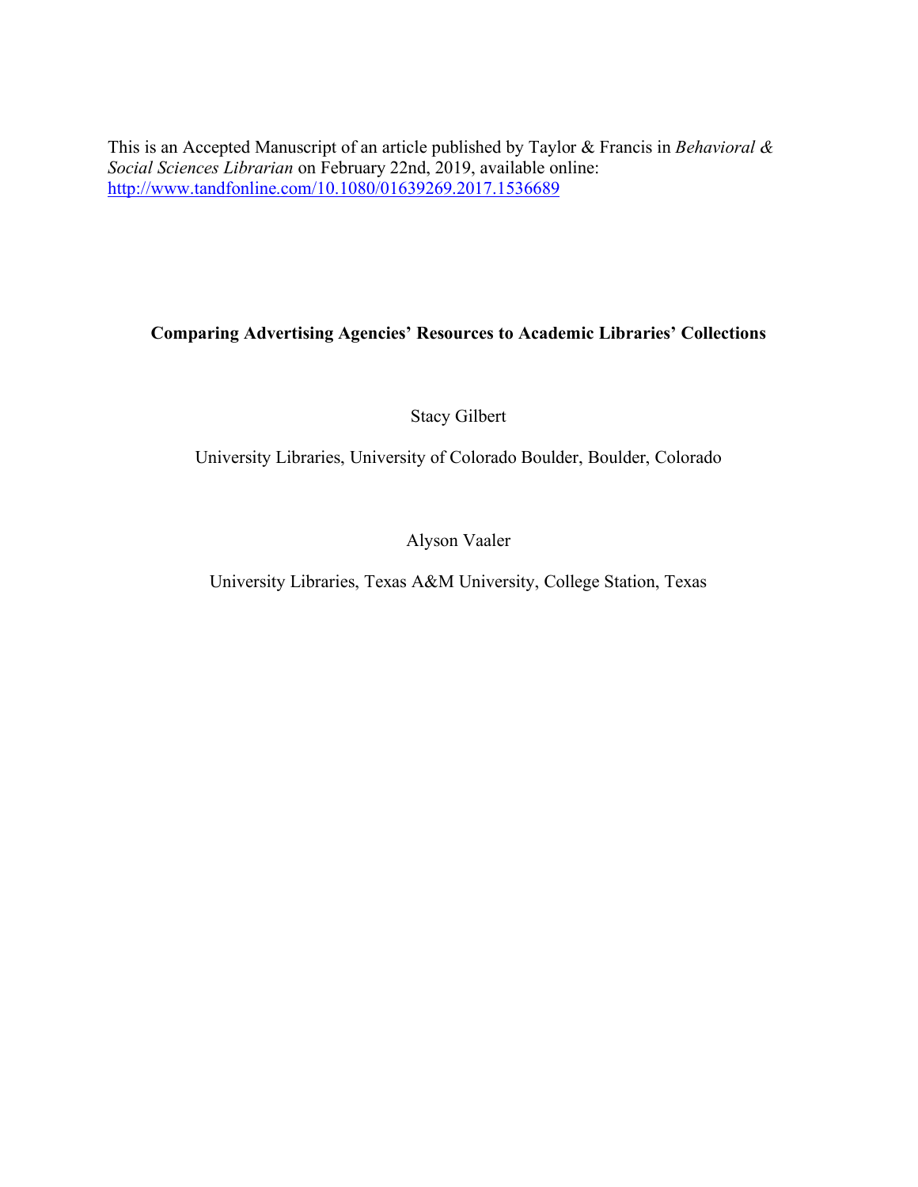This is an Accepted Manuscript of an article published by Taylor & Francis in *Behavioral & Social Sciences Librarian* on February 22nd, 2019, available online: [http://www.tandfonline.com/10.1080/01639269.2017.1536689](http://www.tandfonline.com/10.1080/01639269.2017.1536689)

# Comparing Advertising Agencies' Resources to Academic Libraries' Collections

Stacy Gilbert

University Libraries, University of Colorado Boulder, Boulder, Colorado

Alyson Vaaler

University Libraries, Texas A&M University, College Station, Texas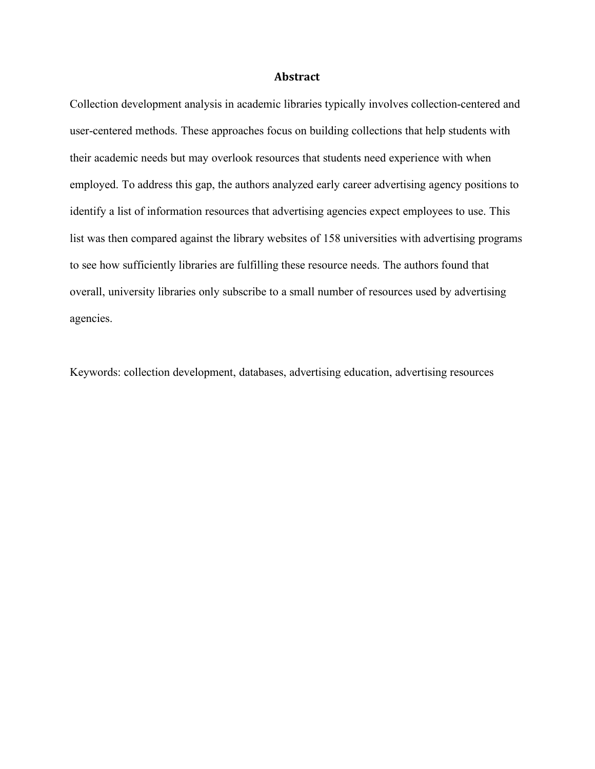## Abstract

Collection development analysis in academic libraries typically involves collection-centered and user-centered methods. These approaches focus on building collections that help students with their academic needs but may overlook resources that students need experience with when employed. To address this gap, the authors analyzed early career advertising agency positions to identify a list of information resources that advertising agencies expect employees to use. This list was then compared against the library websites of 158 universities with advertising programs to see how sufficiently libraries are fulfilling these resource needs. The authors found that overall, university libraries only subscribe to a small number of resources used by advertising agencies.

Keywords: collection development, databases, advertising education, advertising resources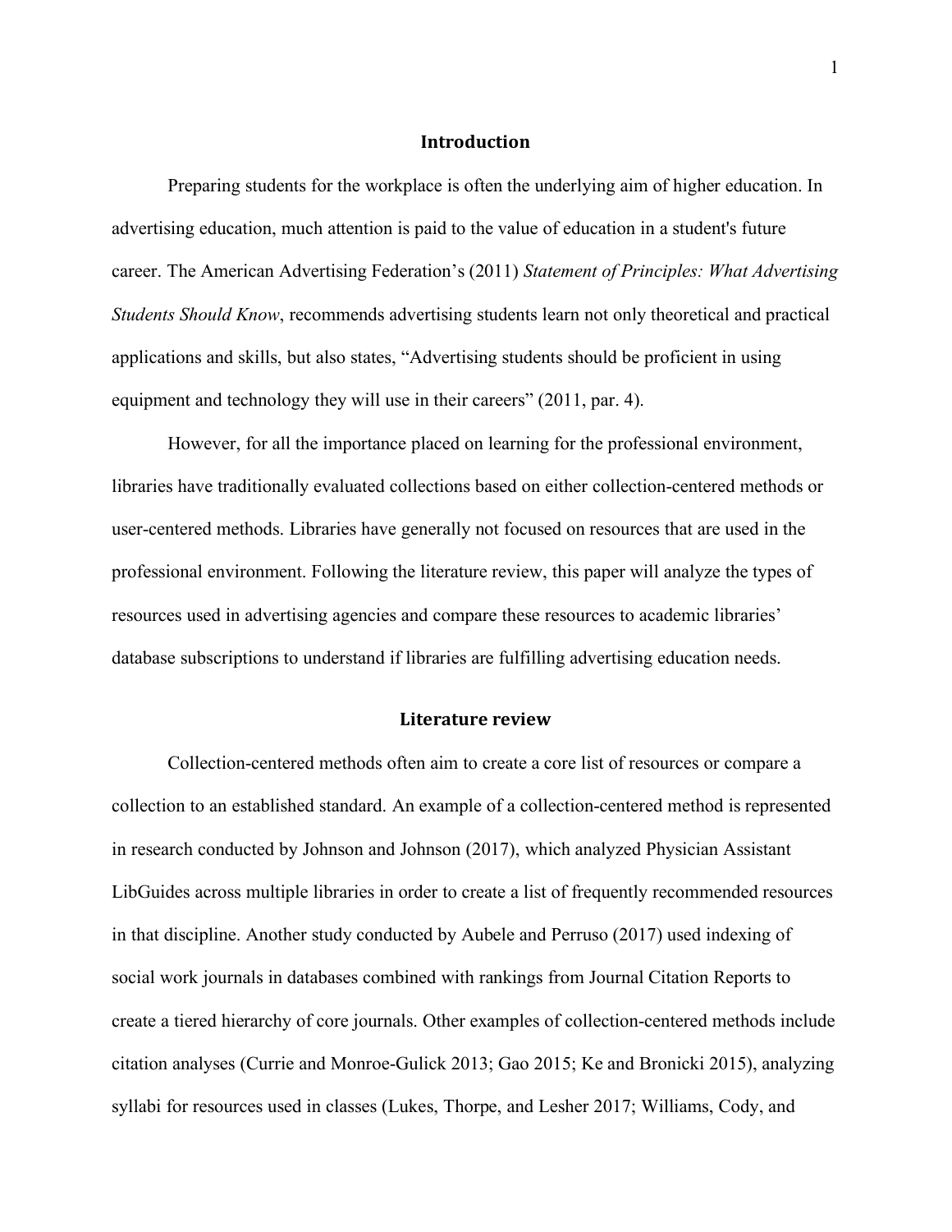## Introduction

Preparing students for the workplace is often the underlying aim of higher education. In advertising education, much attention is paid to the value of education in a student's future career. The American Advertising Federation’s (2011) *Statement of Principles: What Advertising Students Should Know*, recommends advertising students learn not only theoretical and practical applications and skills, but also states, “Advertising students should be proficient in using equipment and technology they will use in their careers” (2011, par. 4).

However, for all the importance placed on learning for the professional environment, libraries have traditionally evaluated collections based on either collection-centered methods or user-centered methods. Libraries have generally not focused on resources that are used in the professional environment. Following the literature review, this paper will analyze the types of resources used in advertising agencies and compare these resources to academic libraries’ database subscriptions to understand if libraries are fulfilling advertising education needs.

## Literature review

Collection-centered methods often aim to create a core list of resources or compare a collection to an established standard. An example of a collection-centered method is represented in research conducted by Johnson and Johnson (2017), which analyzed Physician Assistant LibGuides across multiple libraries in order to create a list of frequently recommended resources in that discipline. Another study conducted by Aubele and Perruso (2017) used indexing of social work journals in databases combined with rankings from Journal Citation Reports to create a tiered hierarchy of core journals. Other examples of collection-centered methods include citation analyses (Currie and Monroe-Gulick 2013; Gao 2015; Ke and Bronicki 2015), analyzing syllabi for resources used in classes (Lukes, Thorpe, and Lesher 2017; Williams, Cody, and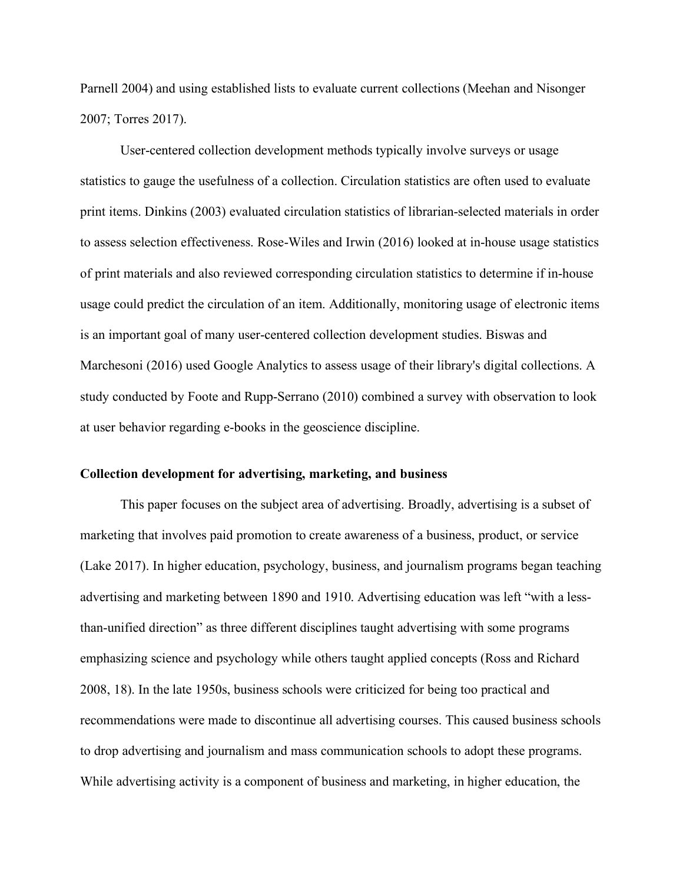Parnell 2004) and using established lists to evaluate current collections (Meehan and Nisonger 2007; Torres 2017).

User-centered collection development methods typically involve surveys or usage statistics to gauge the usefulness of a collection. Circulation statistics are often used to evaluate print items. Dinkins (2003) evaluated circulation statistics of librarian-selected materials in order to assess selection effectiveness. Rose-Wiles and Irwin (2016) looked at in-house usage statistics of print materials and also reviewed corresponding circulation statistics to determine if in-house usage could predict the circulation of an item. Additionally, monitoring usage of electronic items is an important goal of many user-centered collection development studies. Biswas and Marchesoni (2016) used Google Analytics to assess usage of their library's digital collections. A study conducted by Foote and Rupp-Serrano (2010) combined a survey with observation to look at user behavior regarding e-books in the geoscience discipline.

### Collection development for advertising, marketing, and business

This paper focuses on the subject area of advertising. Broadly, advertising is a subset of marketing that involves paid promotion to create awareness of a business, product, or service (Lake 2017). In higher education, psychology, business, and journalism programs began teaching advertising and marketing between 1890 and 1910. Advertising education was left "with a less-than-unified direction" as three different disciplines taught advertising with some programs emphasizing science and psychology while others taught applied concepts (Ross and Richard 2008, 18). In the late 1950s, business schools were criticized for being too practical and recommendations were made to discontinue all advertising courses. This caused business schools to drop advertising and journalism and mass communication schools to adopt these programs. While advertising activity is a component of business and marketing, in higher education, the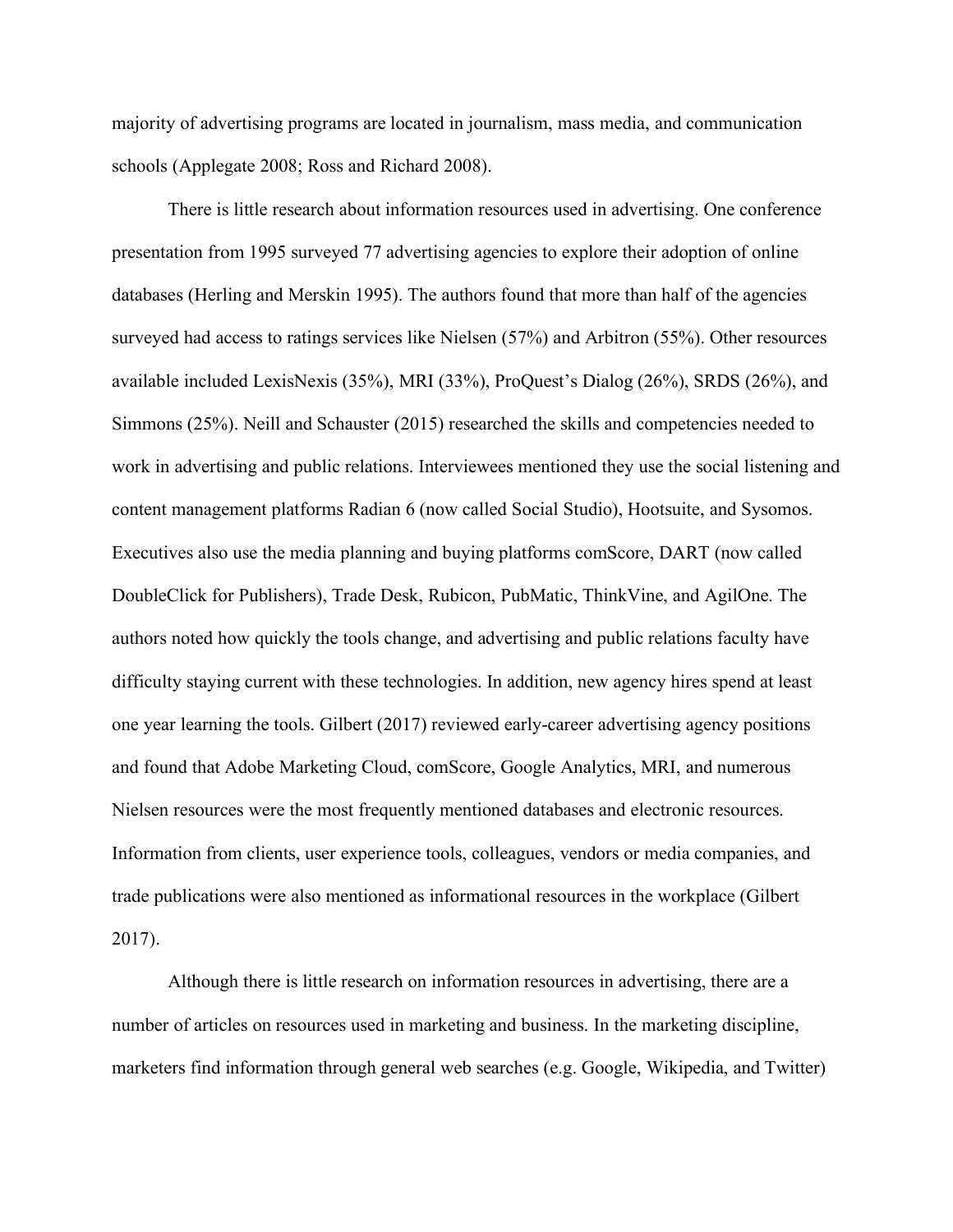majority of advertising programs are located in journalism, mass media, and communication schools (Applegate 2008; Ross and Richard 2008).

There is little research about information resources used in advertising. One conference presentation from 1995 surveyed 77 advertising agencies to explore their adoption of online databases (Herling and Merskin 1995). The authors found that more than half of the agencies surveyed had access to ratings services like Nielsen (57%) and Arbitron (55%). Other resources available included LexisNexis (35%), MRI (33%), ProQuest's Dialog (26%), SRDS (26%), and Simmons (25%). Neill and Schauster (2015) researched the skills and competencies needed to work in advertising and public relations. Interviewees mentioned they use the social listening and content management platforms Radian 6 (now called Social Studio), Hootsuite, and Sysomos. Executives also use the media planning and buying platforms comScore, DART (now called DoubleClick for Publishers), Trade Desk, Rubicon, PubMatic, ThinkVine, and AgilOne. The authors noted how quickly the tools change, and advertising and public relations faculty have difficulty staying current with these technologies. In addition, new agency hires spend at least one year learning the tools. Gilbert (2017) reviewed early-career advertising agency positions and found that Adobe Marketing Cloud, comScore, Google Analytics, MRI, and numerous Nielsen resources were the most frequently mentioned databases and electronic resources. Information from clients, user experience tools, colleagues, vendors or media companies, and trade publications were also mentioned as informational resources in the workplace (Gilbert 2017).

Although there is little research on information resources in advertising, there are a number of articles on resources used in marketing and business. In the marketing discipline, marketers find information through general web searches (e.g. Google, Wikipedia, and Twitter)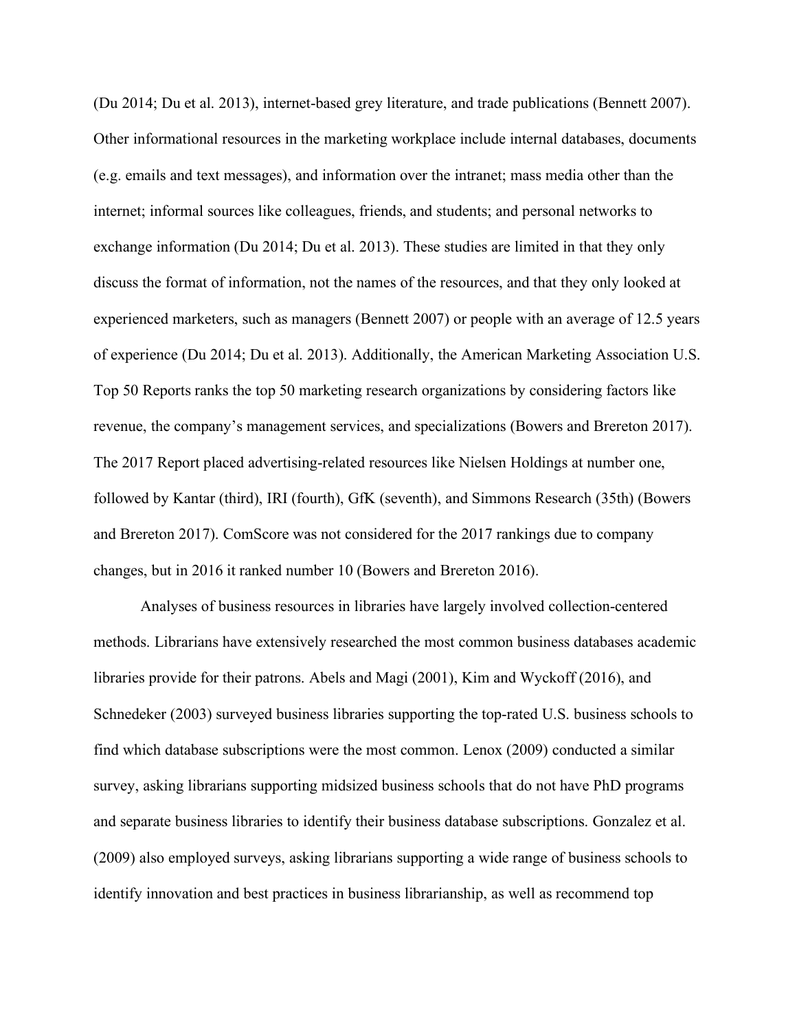(Du 2014; Du et al. 2013), internet-based grey literature, and trade publications (Bennett 2007). Other informational resources in the marketing workplace include internal databases, documents (e.g. emails and text messages), and information over the intranet; mass media other than the internet; informal sources like colleagues, friends, and students; and personal networks to exchange information (Du 2014; Du et al. 2013). These studies are limited in that they only discuss the format of information, not the names of the resources, and that they only looked at experienced marketers, such as managers (Bennett 2007) or people with an average of 12.5 years of experience (Du 2014; Du et al. 2013). Additionally, the American Marketing Association U.S. Top 50 Reports ranks the top 50 marketing research organizations by considering factors like revenue, the company's management services, and specializations (Bowers and Brereton 2017). The 2017 Report placed advertising-related resources like Nielsen Holdings at number one, followed by Kantar (third), IRI (fourth), GfK (seventh), and Simmons Research (35th) (Bowers and Brereton 2017). ComScore was not considered for the 2017 rankings due to company changes, but in 2016 it ranked number 10 (Bowers and Brereton 2016).

Analyses of business resources in libraries have largely involved collection-centered methods. Librarians have extensively researched the most common business databases academic libraries provide for their patrons. Abels and Magi (2001), Kim and Wyckoff (2016), and Schnedeker (2003) surveyed business libraries supporting the top-rated U.S. business schools to find which database subscriptions were the most common. Lenox (2009) conducted a similar survey, asking librarians supporting midsized business schools that do not have PhD programs and separate business libraries to identify their business database subscriptions. Gonzalez et al. (2009) also employed surveys, asking librarians supporting a wide range of business schools to identify innovation and best practices in business librarianship, as well as recommend top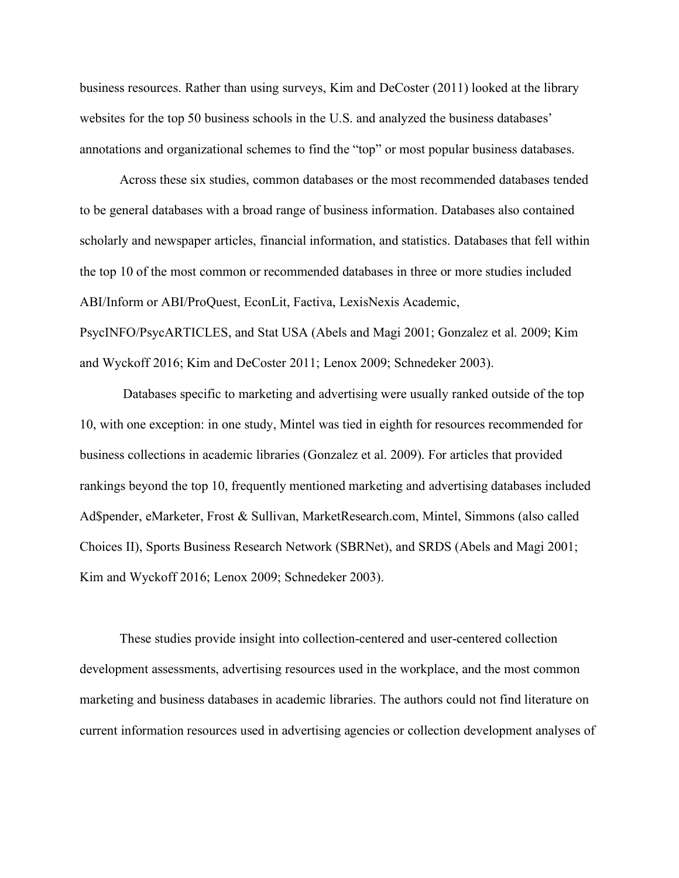business resources. Rather than using surveys, Kim and DeCoster (2011) looked at the library websites for the top 50 business schools in the U.S. and analyzed the business databases' annotations and organizational schemes to find the "top" or most popular business databases.

Across these six studies, common databases or the most recommended databases tended to be general databases with a broad range of business information. Databases also contained scholarly and newspaper articles, financial information, and statistics. Databases that fell within the top 10 of the most common or recommended databases in three or more studies included ABI/Inform or ABI/ProQuest, EconLit, Factiva, LexisNexis Academic, PsycINFO/PsycARTICLES, and Stat USA (Abels and Magi 2001; Gonzalez et al. 2009; Kim and Wyckoff 2016; Kim and DeCoster 2011; Lenox 2009; Schnedeker 2003).

Databases specific to marketing and advertising were usually ranked outside of the top 10, with one exception: in one study, Mintel was tied in eighth for resources recommended for business collections in academic libraries (Gonzalez et al. 2009). For articles that provided rankings beyond the top 10, frequently mentioned marketing and advertising databases included Ad$pender, eMarketer, Frost & Sullivan, MarketResearch.com, Mintel, Simmons (also called Choices II), Sports Business Research Network (SBRNet), and SRDS (Abels and Magi 2001; Kim and Wyckoff 2016; Lenox 2009; Schnedeker 2003).

These studies provide insight into collection-centered and user-centered collection development assessments, advertising resources used in the workplace, and the most common marketing and business databases in academic libraries. The authors could not find literature on current information resources used in advertising agencies or collection development analyses of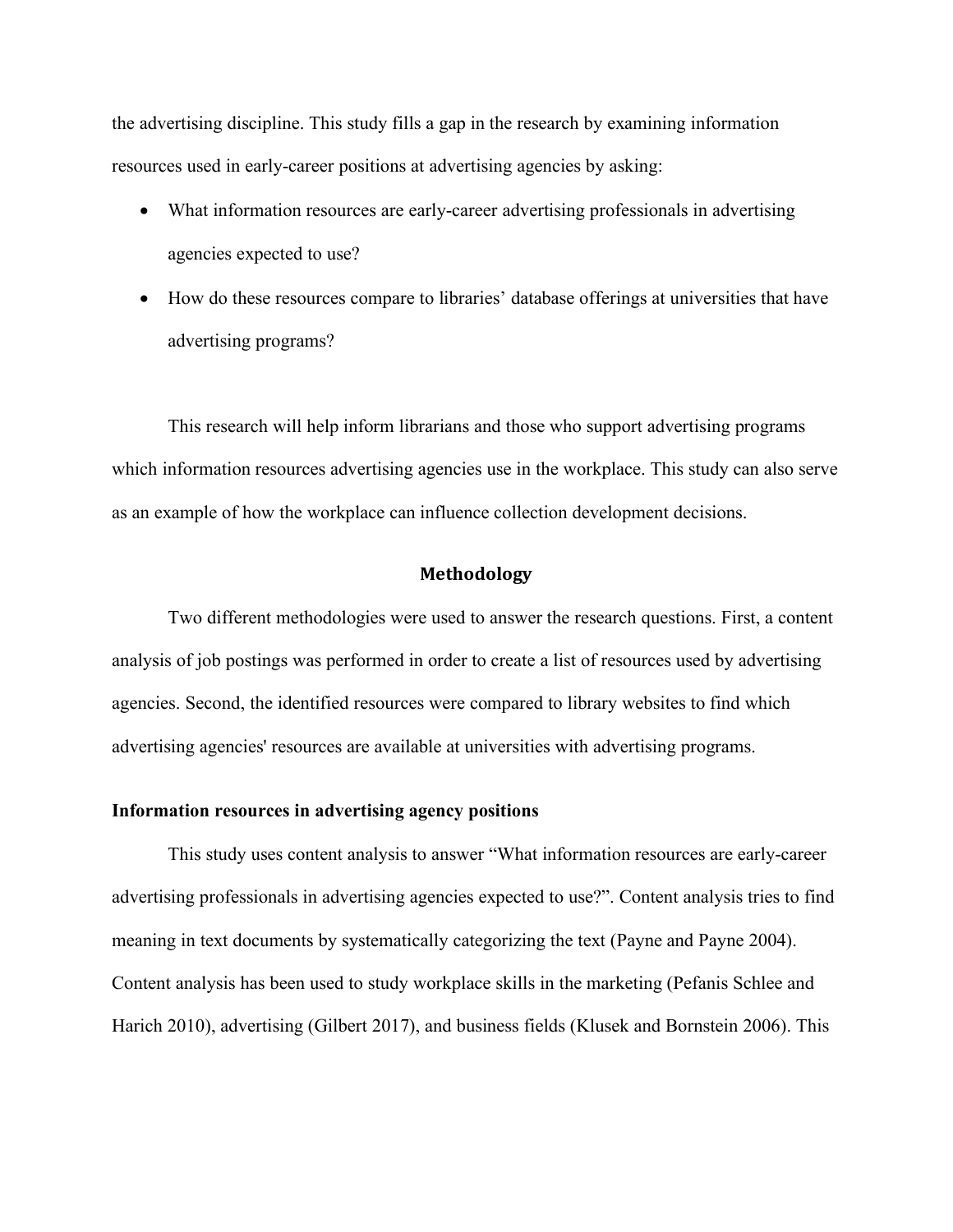the advertising discipline. This study fills a gap in the research by examining information resources used in early-career positions at advertising agencies by asking:

- What information resources are early-career advertising professionals in advertising agencies expected to use?
- How do these resources compare to libraries' database offerings at universities that have advertising programs?

This research will help inform librarians and those who support advertising programs which information resources advertising agencies use in the workplace. This study can also serve as an example of how the workplace can influence collection development decisions.

## Methodology

Two different methodologies were used to answer the research questions. First, a content analysis of job postings was performed in order to create a list of resources used by advertising agencies. Second, the identified resources were compared to library websites to find which advertising agencies' resources are available at universities with advertising programs.

### Information resources in advertising agency positions

This study uses content analysis to answer "What information resources are early-career advertising professionals in advertising agencies expected to use?". Content analysis tries to find meaning in text documents by systematically categorizing the text (Payne and Payne 2004). Content analysis has been used to study workplace skills in the marketing (Pefanis Schlee and Harich 2010), advertising (Gilbert 2017), and business fields (Klusek and Bornstein 2006). This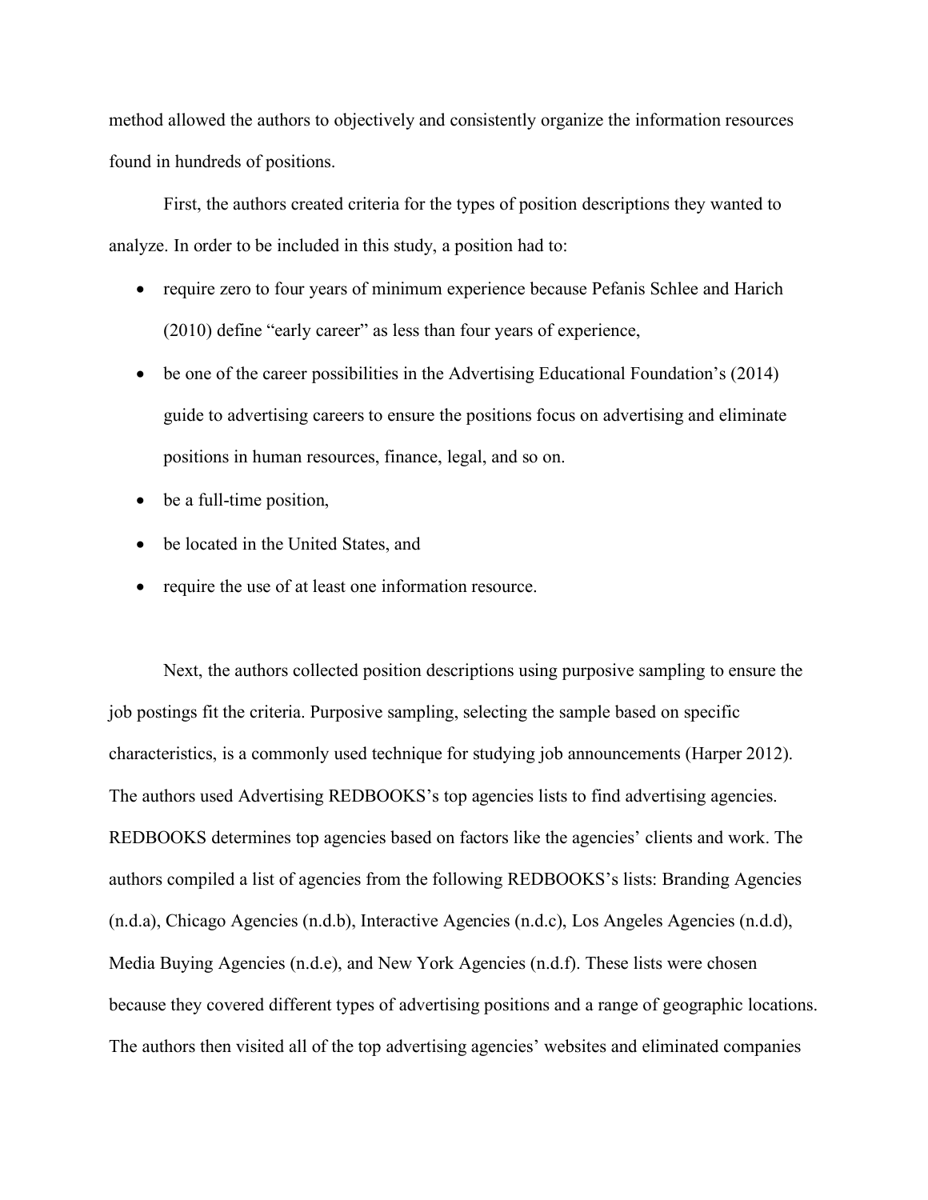method allowed the authors to objectively and consistently organize the information resources found in hundreds of positions.

First, the authors created criteria for the types of position descriptions they wanted to analyze. In order to be included in this study, a position had to:

- require zero to four years of minimum experience because Pefanis Schlee and Harich (2010) define “early career” as less than four years of experience,
- be one of the career possibilities in the Advertising Educational Foundation’s (2014) guide to advertising careers to ensure the positions focus on advertising and eliminate positions in human resources, finance, legal, and so on.
- be a full-time position,
- be located in the United States, and
- require the use of at least one information resource.

Next, the authors collected position descriptions using purposive sampling to ensure the job postings fit the criteria. Purposive sampling, selecting the sample based on specific characteristics, is a commonly used technique for studying job announcements (Harper 2012). The authors used Advertising REDBOOKS’s top agencies lists to find advertising agencies. REDBOOKS determines top agencies based on factors like the agencies’ clients and work. The authors compiled a list of agencies from the following REDBOOKS’s lists: Branding Agencies (n.d.a), Chicago Agencies (n.d.b), Interactive Agencies (n.d.c), Los Angeles Agencies (n.d.d), Media Buying Agencies (n.d.e), and New York Agencies (n.d.f). These lists were chosen because they covered different types of advertising positions and a range of geographic locations. The authors then visited all of the top advertising agencies’ websites and eliminated companies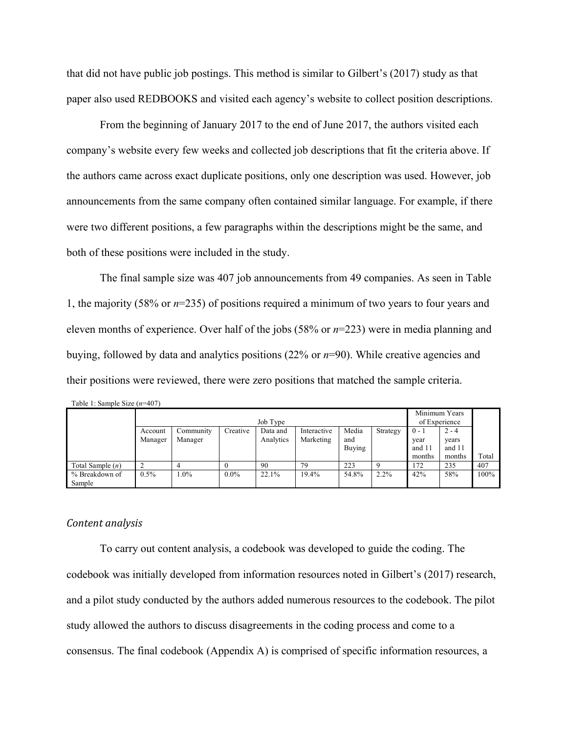that did not have public job postings. This method is similar to Gilbert's (2017) study as that paper also used REDBOOKS and visited each agency's website to collect position descriptions.

From the beginning of January 2017 to the end of June 2017, the authors visited each company's website every few weeks and collected job descriptions that fit the criteria above. If the authors came across exact duplicate positions, only one description was used. However, job announcements from the same company often contained similar language. For example, if there were two different positions, a few paragraphs within the descriptions might be the same, and both of these positions were included in the study.

The final sample size was 407 job announcements from 49 companies. As seen in Table 1, the majority (58% or *n*=235) of positions required a minimum of two years to four years and eleven months of experience. Over half of the jobs (58% or *n*=223) were in media planning and buying, followed by data and analytics positions (22% or *n*=90). While creative agencies and their positions were reviewed, there were zero positions that matched the sample criteria.

Table 1: Sample Size (*n*=407)

| | Job Type | | | | | | | Minimum Years of Experience | | |
|---|---|---|---|---|---|---|---|---|---|---|
| | Account Manager | Community Manager | Creative | Data and Analytics | Interactive Marketing | Media and Buying | Strategy | 0 - 1 year and 11 months | 2 - 4 years and 11 months | Total |
| Total Sample (*n*) | 2 | 4 | 0 | 90 | 79 | 223 | 9 | 172 | 235 | 407 |
| % Breakdown of Sample | 0.5% | 1.0% | 0.0% | 22.1% | 19.4% | 54.8% | 2.2% | 42% | 58% | 100% |

### *Content analysis*

To carry out content analysis, a codebook was developed to guide the coding. The codebook was initially developed from information resources noted in Gilbert's (2017) research, and a pilot study conducted by the authors added numerous resources to the codebook. The pilot study allowed the authors to discuss disagreements in the coding process and come to a consensus. The final codebook (Appendix A) is comprised of specific information resources, a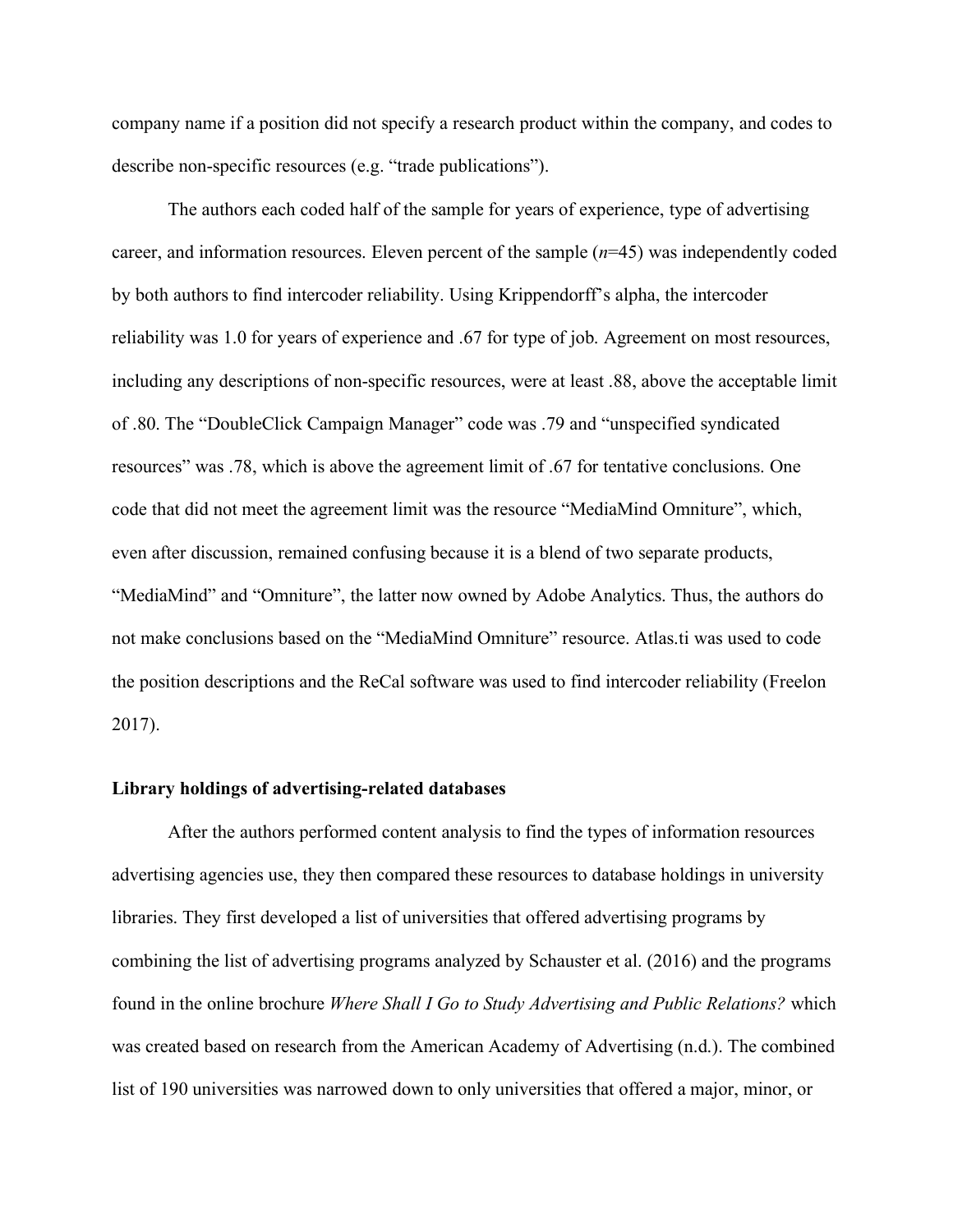company name if a position did not specify a research product within the company, and codes to describe non-specific resources (e.g. "trade publications").

The authors each coded half of the sample for years of experience, type of advertising career, and information resources. Eleven percent of the sample ($n$=45) was independently coded by both authors to find intercoder reliability. Using Krippendorff's alpha, the intercoder reliability was 1.0 for years of experience and .67 for type of job. Agreement on most resources, including any descriptions of non-specific resources, were at least .88, above the acceptable limit of .80. The "DoubleClick Campaign Manager" code was .79 and "unspecified syndicated resources" was .78, which is above the agreement limit of .67 for tentative conclusions. One code that did not meet the agreement limit was the resource "MediaMind Omniture", which, even after discussion, remained confusing because it is a blend of two separate products, "MediaMind" and "Omniture", the latter now owned by Adobe Analytics. Thus, the authors do not make conclusions based on the "MediaMind Omniture" resource. Atlas.ti was used to code the position descriptions and the ReCal software was used to find intercoder reliability (Freelon 2017).

**Library holdings of advertising-related databases**

After the authors performed content analysis to find the types of information resources advertising agencies use, they then compared these resources to database holdings in university libraries. They first developed a list of universities that offered advertising programs by combining the list of advertising programs analyzed by Schauster et al. (2016) and the programs found in the online brochure *Where Shall I Go to Study Advertising and Public Relations?* which was created based on research from the American Academy of Advertising (n.d.). The combined list of 190 universities was narrowed down to only universities that offered a major, minor, or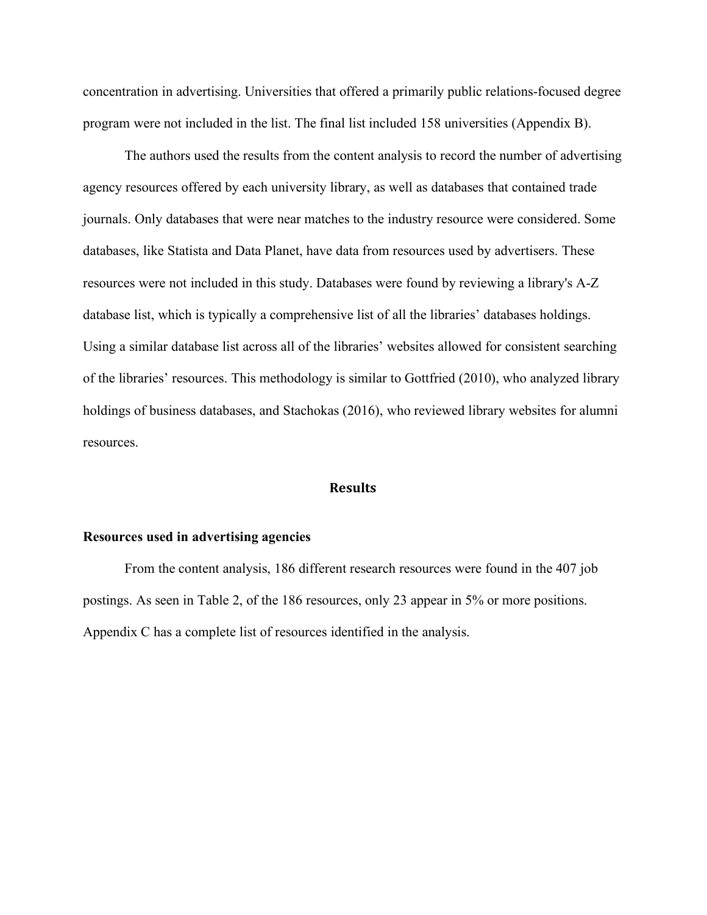concentration in advertising. Universities that offered a primarily public relations-focused degree program were not included in the list. The final list included 158 universities (Appendix B).

The authors used the results from the content analysis to record the number of advertising agency resources offered by each university library, as well as databases that contained trade journals. Only databases that were near matches to the industry resource were considered. Some databases, like Statista and Data Planet, have data from resources used by advertisers. These resources were not included in this study. Databases were found by reviewing a library's A-Z database list, which is typically a comprehensive list of all the libraries' databases holdings. Using a similar database list across all of the libraries' websites allowed for consistent searching of the libraries' resources. This methodology is similar to Gottfried (2010), who analyzed library holdings of business databases, and Stachokas (2016), who reviewed library websites for alumni resources.

## Results

### Resources used in advertising agencies

From the content analysis, 186 different research resources were found in the 407 job postings. As seen in Table 2, of the 186 resources, only 23 appear in 5% or more positions. Appendix C has a complete list of resources identified in the analysis.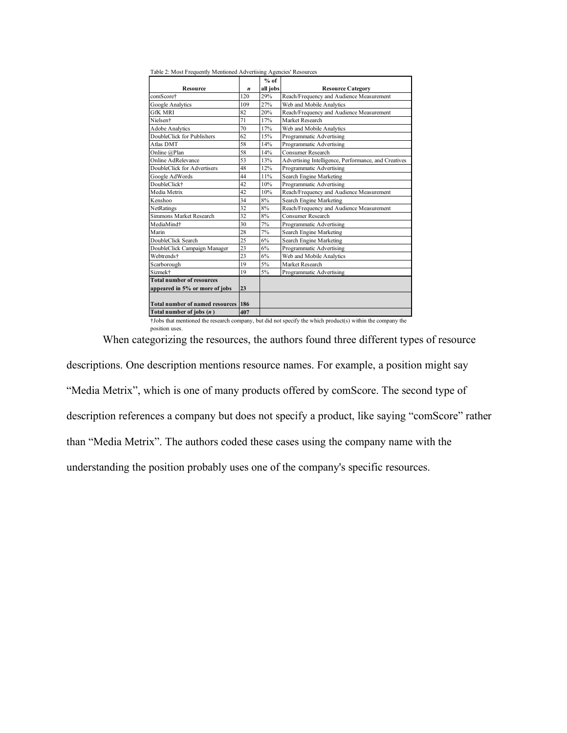Table 2: Most Frequently Mentioned Advertising Agencies' Resources

| Resource | *n* | % of all jobs | Resource Category |
|---|---|---|---|
| comScore† | 120 | 29% | Reach/Frequency and Audience Measurement |
| Google Analytics | 109 | 27% | Web and Mobile Analytics |
| GfK MRI | 82 | 20% | Reach/Frequency and Audience Measurement |
| Nielsen† | 71 | 17% | Market Research |
| Adobe Analytics | 70 | 17% | Web and Mobile Analytics |
| DoubleClick for Publishers | 62 | 15% | Programmatic Advertising |
| Atlas DMT | 58 | 14% | Programmatic Advertising |
| Online @Plan | 58 | 14% | Consumer Research |
| Online AdRelevance | 53 | 13% | Advertising Intelligence, Performance, and Creatives |
| DoubleClick for Advertisers | 48 | 12% | Programmatic Advertising |
| Google AdWords | 44 | 11% | Search Engine Marketing |
| DoubleClick† | 42 | 10% | Programmatic Advertising |
| Media Metrix | 42 | 10% | Reach/Frequency and Audience Measurement |
| Kenshoo | 34 | 8% | Search Engine Marketing |
| NetRatings | 32 | 8% | Reach/Frequency and Audience Measurement |
| Simmons Market Research | 32 | 8% | Consumer Research |
| MediaMind† | 30 | 7% | Programmatic Advertising |
| Marin | 28 | 7% | Search Engine Marketing |
| DoubleClick Search | 25 | 6% | Search Engine Marketing |
| DoubleClick Campaign Manager | 23 | 6% | Programmatic Advertising |
| Webtrends† | 23 | 6% | Web and Mobile Analytics |
| Scarborough | 19 | 5% | Market Research |
| Sizmek† | 19 | 5% | Programmatic Advertising |
| **Total number of resources appeared in 5% or more of jobs** | **23** | | |
| **Total number of named resources** | **186** | | |
| **Total number of jobs (*n*)** | **407** | | |

†Jobs that mentioned the research company, but did not specify the which product(s) within the company the position uses.

When categorizing the resources, the authors found three different types of resource descriptions. One description mentions resource names. For example, a position might say "Media Metrix", which is one of many products offered by comScore. The second type of description references a company but does not specify a product, like saying "comScore" rather than "Media Metrix". The authors coded these cases using the company name with the understanding the position probably uses one of the company's specific resources.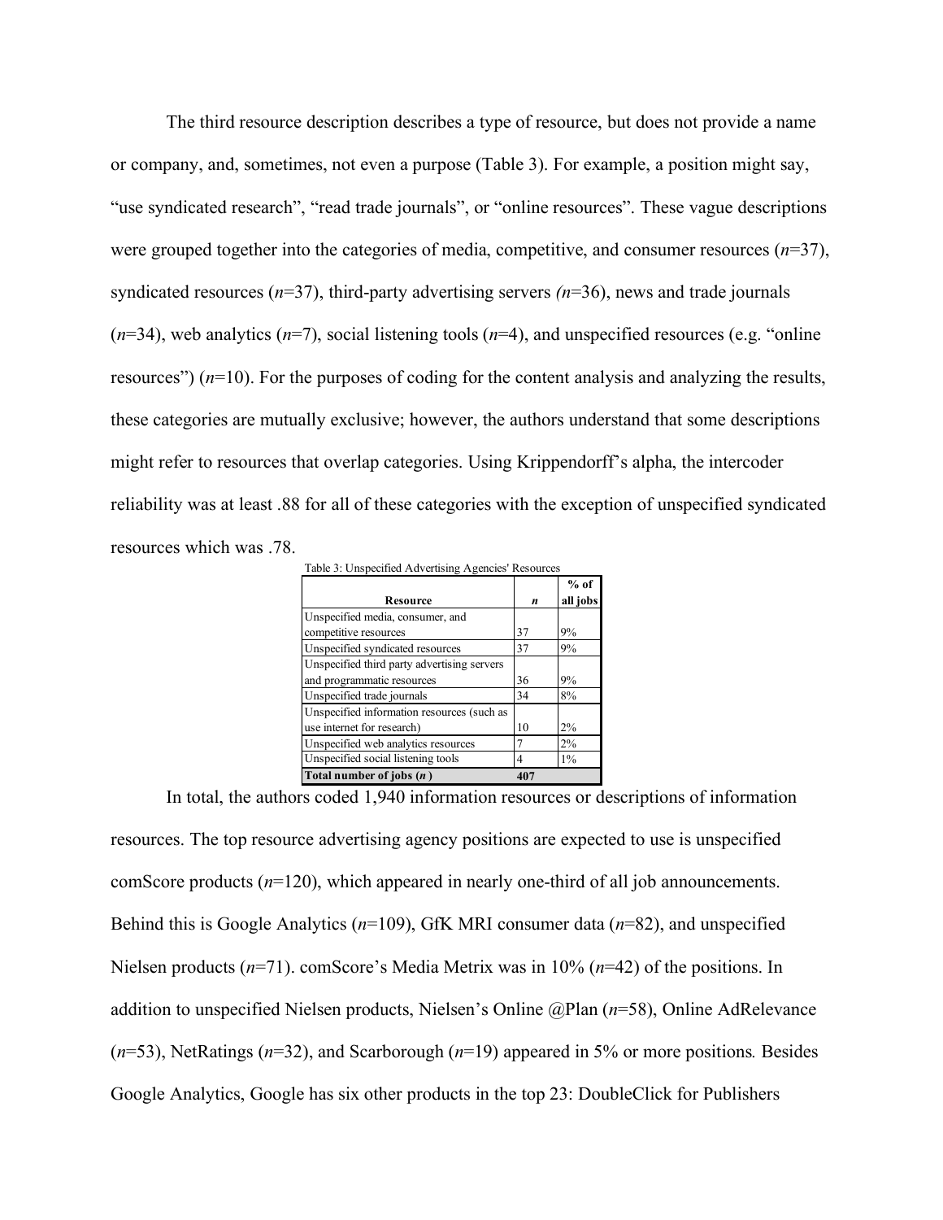The third resource description describes a type of resource, but does not provide a name or company, and, sometimes, not even a purpose (Table 3). For example, a position might say, "use syndicated research", "read trade journals", or "online resources". These vague descriptions were grouped together into the categories of media, competitive, and consumer resources (*n*=37), syndicated resources (*n*=37), third-party advertising servers *(n*=36), news and trade journals (*n*=34), web analytics (*n*=7), social listening tools (*n*=4), and unspecified resources (e.g. "online resources") (*n*=10). For the purposes of coding for the content analysis and analyzing the results, these categories are mutually exclusive; however, the authors understand that some descriptions might refer to resources that overlap categories. Using Krippendorff's alpha, the intercoder reliability was at least .88 for all of these categories with the exception of unspecified syndicated resources which was .78.

Table 3: Unspecified Advertising Agencies' Resources

| Resource | *n* | % of all jobs |
|---|---|---|
| Unspecified media, consumer, and competitive resources | 37 | 9% |
| Unspecified syndicated resources | 37 | 9% |
| Unspecified third party advertising servers and programmatic resources | 36 | 9% |
| Unspecified trade journals | 34 | 8% |
| Unspecified information resources (such as use internet for research) | 10 | 2% |
| Unspecified web analytics resources | 7 | 2% |
| Unspecified social listening tools | 4 | 1% |
| **Total number of jobs (*n*)** | **407** | |

In total, the authors coded 1,940 information resources or descriptions of information resources. The top resource advertising agency positions are expected to use is unspecified comScore products (*n*=120), which appeared in nearly one-third of all job announcements. Behind this is Google Analytics (*n*=109), GfK MRI consumer data (*n*=82), and unspecified Nielsen products (*n*=71). comScore's Media Metrix was in 10% (*n*=42) of the positions. In addition to unspecified Nielsen products, Nielsen's Online @Plan (*n*=58), Online AdRelevance (*n*=53), NetRatings (*n*=32), and Scarborough (*n*=19) appeared in 5% or more positions*.* Besides Google Analytics, Google has six other products in the top 23: DoubleClick for Publishers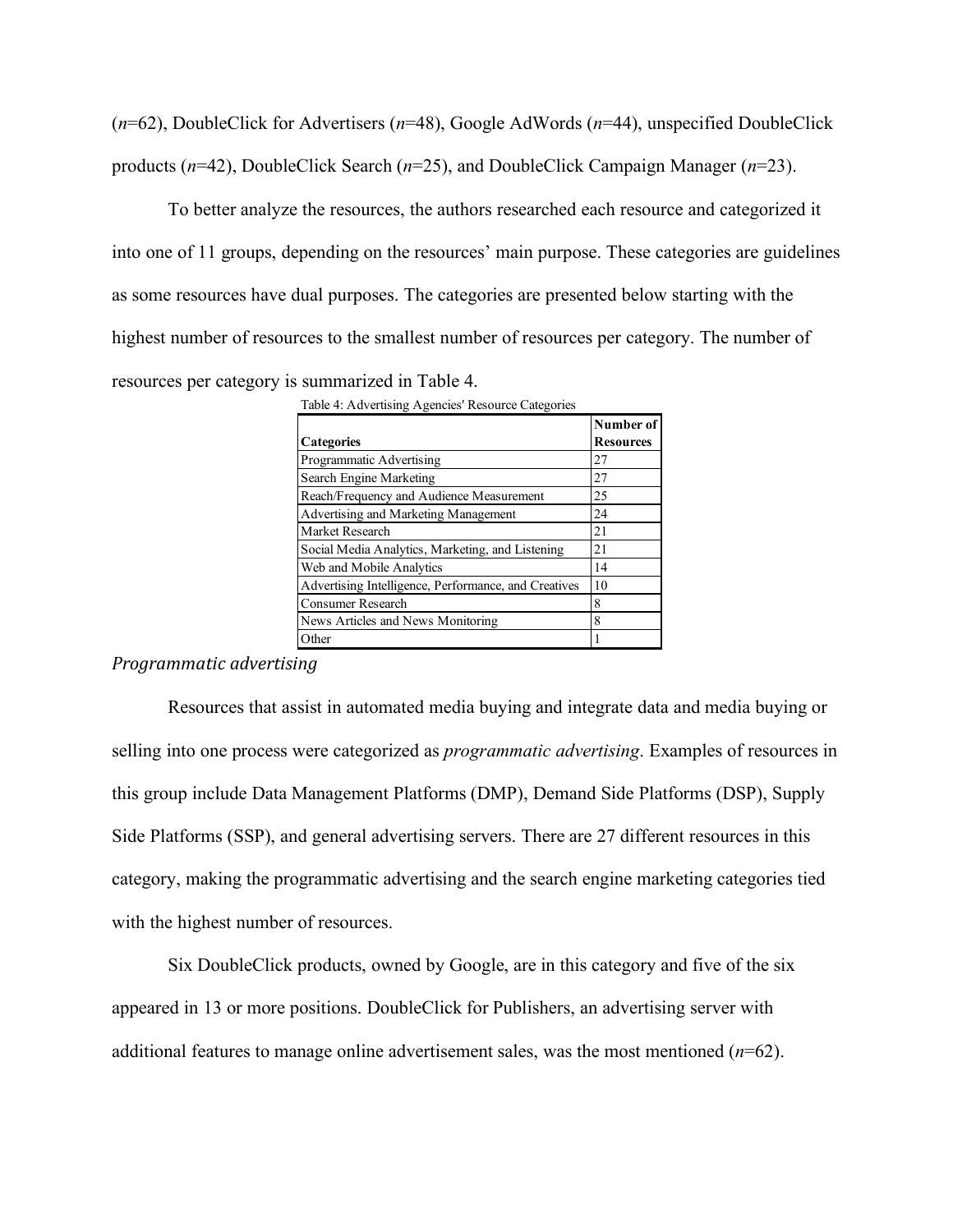(*n*=62), DoubleClick for Advertisers (*n*=48), Google AdWords (*n*=44), unspecified DoubleClick products (*n*=42), DoubleClick Search (*n*=25), and DoubleClick Campaign Manager (*n*=23).

To better analyze the resources, the authors researched each resource and categorized it into one of 11 groups, depending on the resources' main purpose. These categories are guidelines as some resources have dual purposes. The categories are presented below starting with the highest number of resources to the smallest number of resources per category. The number of resources per category is summarized in Table 4.

Table 4: Advertising Agencies' Resource Categories

| Categories | Number of Resources |
|---|---|
| Programmatic Advertising | 27 |
| Search Engine Marketing | 27 |
| Reach/Frequency and Audience Measurement | 25 |
| Advertising and Marketing Management | 24 |
| Market Research | 21 |
| Social Media Analytics, Marketing, and Listening | 21 |
| Web and Mobile Analytics | 14 |
| Advertising Intelligence, Performance, and Creatives | 10 |
| Consumer Research | 8 |
| News Articles and News Monitoring | 8 |
| Other | 1 |

### *Programmatic advertising*

Resources that assist in automated media buying and integrate data and media buying or selling into one process were categorized as *programmatic advertising*. Examples of resources in this group include Data Management Platforms (DMP), Demand Side Platforms (DSP), Supply Side Platforms (SSP), and general advertising servers. There are 27 different resources in this category, making the programmatic advertising and the search engine marketing categories tied with the highest number of resources.

Six DoubleClick products, owned by Google, are in this category and five of the six appeared in 13 or more positions. DoubleClick for Publishers, an advertising server with additional features to manage online advertisement sales, was the most mentioned (*n*=62).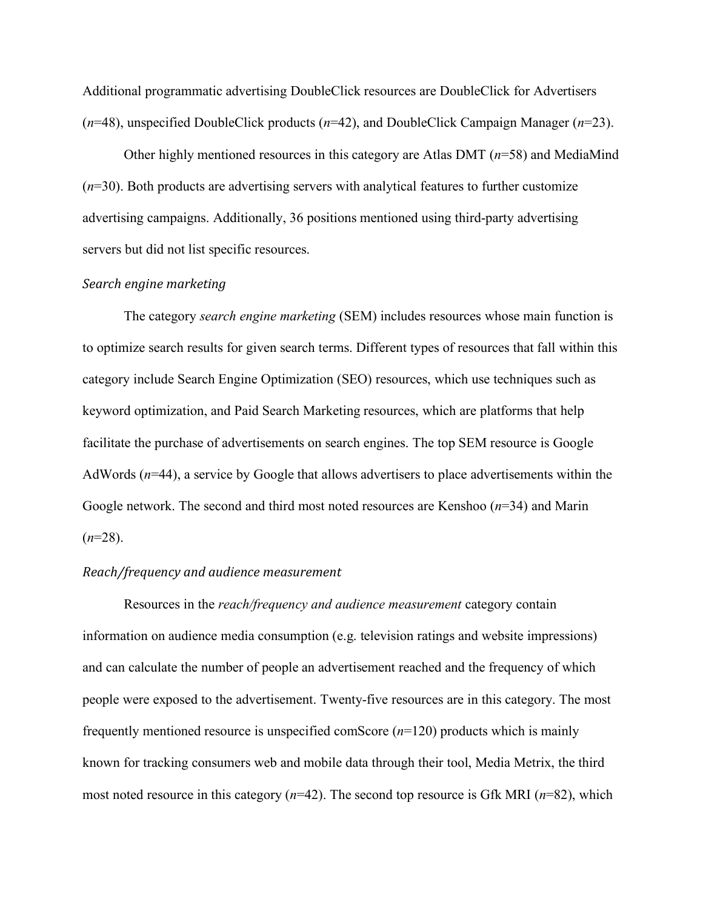Additional programmatic advertising DoubleClick resources are DoubleClick for Advertisers (*n*=48), unspecified DoubleClick products (*n*=42), and DoubleClick Campaign Manager (*n*=23).

Other highly mentioned resources in this category are Atlas DMT (*n*=58) and MediaMind (*n*=30). Both products are advertising servers with analytical features to further customize advertising campaigns. Additionally, 36 positions mentioned using third-party advertising servers but did not list specific resources.

*Search engine marketing*

The category *search engine marketing* (SEM) includes resources whose main function is to optimize search results for given search terms. Different types of resources that fall within this category include Search Engine Optimization (SEO) resources, which use techniques such as keyword optimization, and Paid Search Marketing resources, which are platforms that help facilitate the purchase of advertisements on search engines. The top SEM resource is Google AdWords (*n*=44), a service by Google that allows advertisers to place advertisements within the Google network. The second and third most noted resources are Kenshoo (*n*=34) and Marin (*n*=28).

*Reach/frequency and audience measurement*

Resources in the *reach/frequency and audience measurement* category contain information on audience media consumption (e.g. television ratings and website impressions) and can calculate the number of people an advertisement reached and the frequency of which people were exposed to the advertisement. Twenty-five resources are in this category. The most frequently mentioned resource is unspecified comScore (*n*=120) products which is mainly known for tracking consumers web and mobile data through their tool, Media Metrix, the third most noted resource in this category (*n*=42). The second top resource is Gfk MRI (*n*=82), which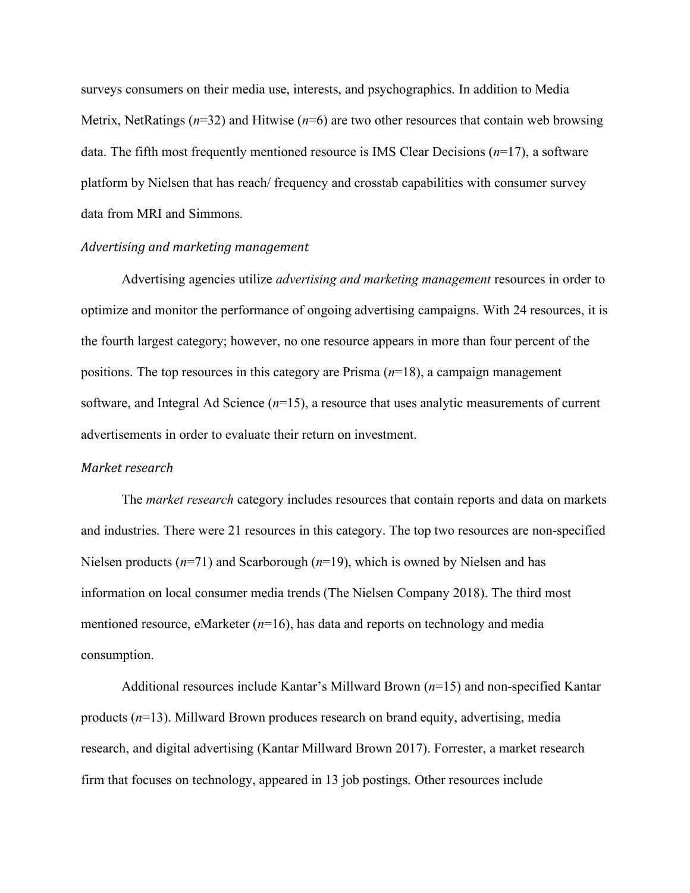surveys consumers on their media use, interests, and psychographics. In addition to Media Metrix, NetRatings (*n*=32) and Hitwise (*n*=6) are two other resources that contain web browsing data. The fifth most frequently mentioned resource is IMS Clear Decisions (*n*=17), a software platform by Nielsen that has reach/ frequency and crosstab capabilities with consumer survey data from MRI and Simmons.

### *Advertising and marketing management*

Advertising agencies utilize *advertising and marketing management* resources in order to optimize and monitor the performance of ongoing advertising campaigns. With 24 resources, it is the fourth largest category; however, no one resource appears in more than four percent of the positions. The top resources in this category are Prisma (*n*=18), a campaign management software, and Integral Ad Science (*n*=15), a resource that uses analytic measurements of current advertisements in order to evaluate their return on investment.

### *Market research*

The *market research* category includes resources that contain reports and data on markets and industries. There were 21 resources in this category. The top two resources are non-specified Nielsen products (*n*=71) and Scarborough (*n*=19), which is owned by Nielsen and has information on local consumer media trends (The Nielsen Company 2018). The third most mentioned resource, eMarketer (*n*=16), has data and reports on technology and media consumption.

Additional resources include Kantar's Millward Brown (*n*=15) and non-specified Kantar products (*n*=13). Millward Brown produces research on brand equity, advertising, media research, and digital advertising (Kantar Millward Brown 2017). Forrester, a market research firm that focuses on technology, appeared in 13 job postings. Other resources include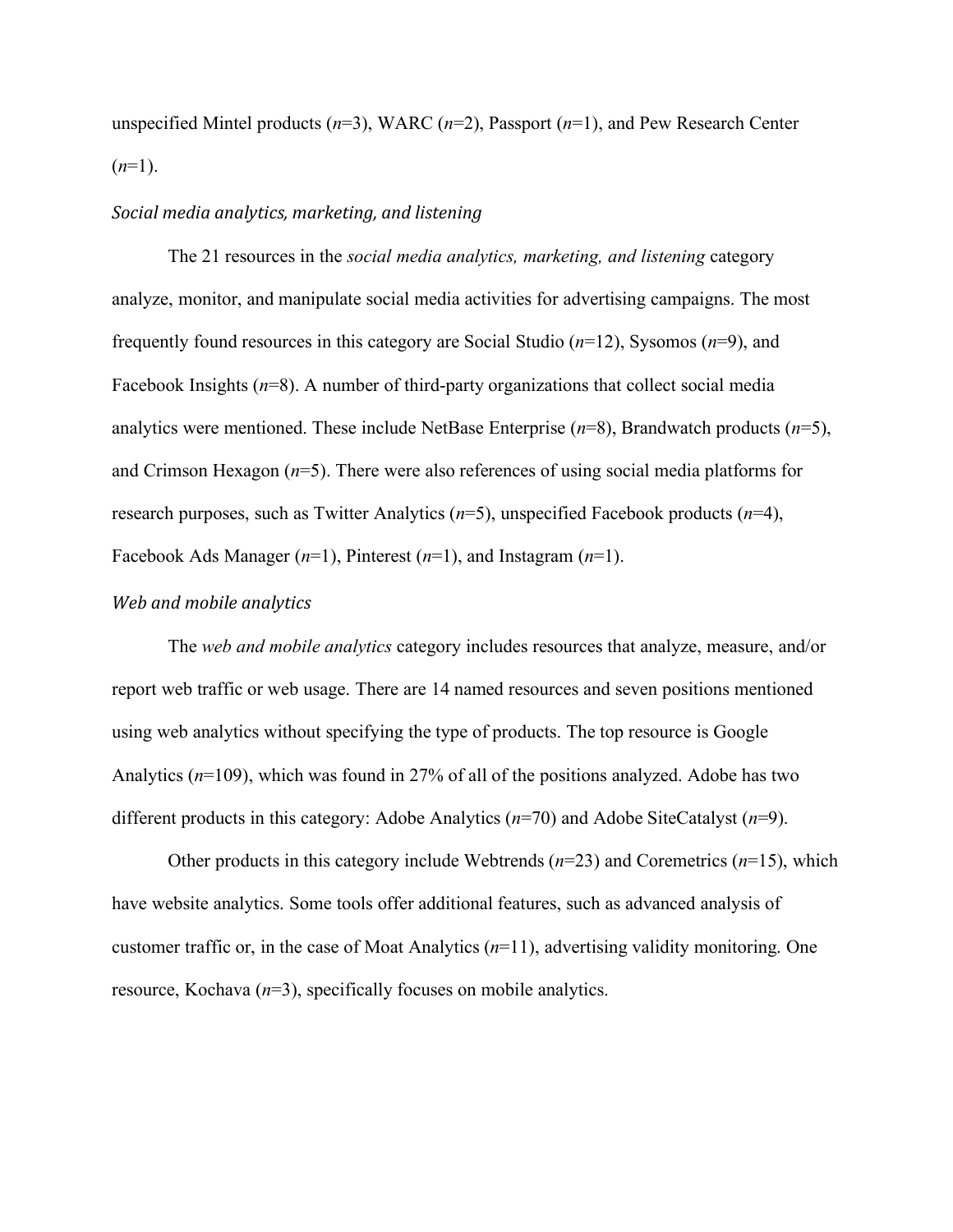unspecified Mintel products (*n*=3), WARC (*n*=2), Passport (*n*=1), and Pew Research Center (*n*=1).

### *Social media analytics, marketing, and listening*

The 21 resources in the *social media analytics, marketing, and listening* category analyze, monitor, and manipulate social media activities for advertising campaigns. The most frequently found resources in this category are Social Studio (*n*=12), Sysomos (*n*=9), and Facebook Insights (*n*=8). A number of third-party organizations that collect social media analytics were mentioned. These include NetBase Enterprise (*n*=8), Brandwatch products (*n*=5), and Crimson Hexagon (*n*=5). There were also references of using social media platforms for research purposes, such as Twitter Analytics (*n*=5), unspecified Facebook products (*n*=4), Facebook Ads Manager (*n*=1), Pinterest (*n*=1), and Instagram (*n*=1).

### *Web and mobile analytics*

The *web and mobile analytics* category includes resources that analyze, measure, and/or report web traffic or web usage. There are 14 named resources and seven positions mentioned using web analytics without specifying the type of products. The top resource is Google Analytics (*n*=109), which was found in 27% of all of the positions analyzed. Adobe has two different products in this category: Adobe Analytics (*n*=70) and Adobe SiteCatalyst (*n*=9).

Other products in this category include Webtrends (*n*=23) and Coremetrics (*n*=15), which have website analytics. Some tools offer additional features, such as advanced analysis of customer traffic or, in the case of Moat Analytics (*n*=11), advertising validity monitoring. One resource, Kochava (*n*=3), specifically focuses on mobile analytics.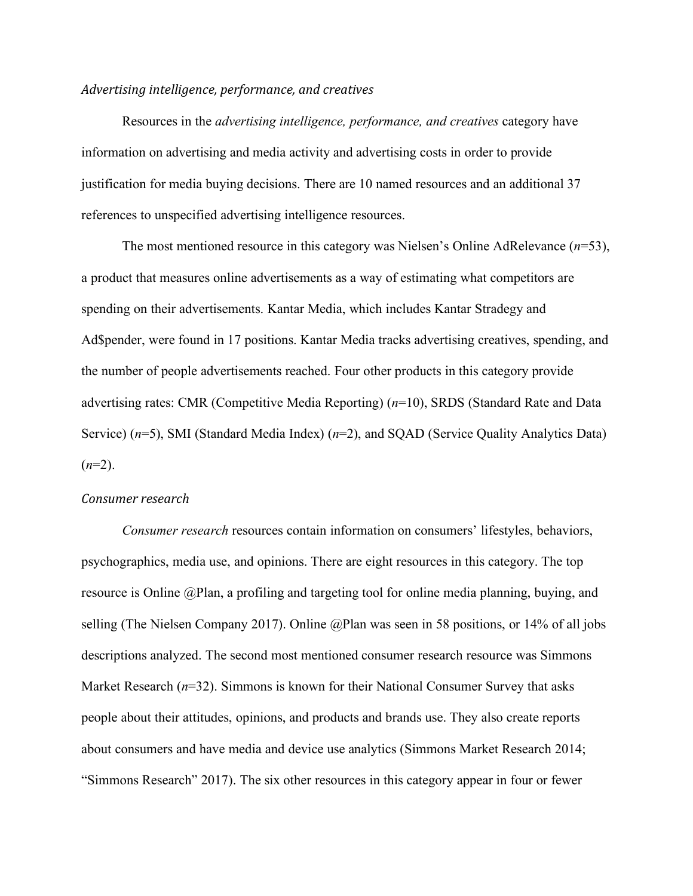### *Advertising intelligence, performance, and creatives*

Resources in the *advertising intelligence, performance, and creatives* category have information on advertising and media activity and advertising costs in order to provide justification for media buying decisions. There are 10 named resources and an additional 37 references to unspecified advertising intelligence resources.

The most mentioned resource in this category was Nielsen's Online AdRelevance (*n*=53), a product that measures online advertisements as a way of estimating what competitors are spending on their advertisements. Kantar Media, which includes Kantar Stradegy and Ad$pender, were found in 17 positions. Kantar Media tracks advertising creatives, spending, and the number of people advertisements reached. Four other products in this category provide advertising rates: CMR (Competitive Media Reporting) (*n*=10), SRDS (Standard Rate and Data Service) (*n*=5), SMI (Standard Media Index) (*n*=2), and SQAD (Service Quality Analytics Data) (*n*=2).

### *Consumer research*

*Consumer research* resources contain information on consumers' lifestyles, behaviors, psychographics, media use, and opinions. There are eight resources in this category. The top resource is Online @Plan, a profiling and targeting tool for online media planning, buying, and selling (The Nielsen Company 2017). Online @Plan was seen in 58 positions, or 14% of all jobs descriptions analyzed. The second most mentioned consumer research resource was Simmons Market Research (*n*=32). Simmons is known for their National Consumer Survey that asks people about their attitudes, opinions, and products and brands use. They also create reports about consumers and have media and device use analytics (Simmons Market Research 2014; "Simmons Research" 2017). The six other resources in this category appear in four or fewer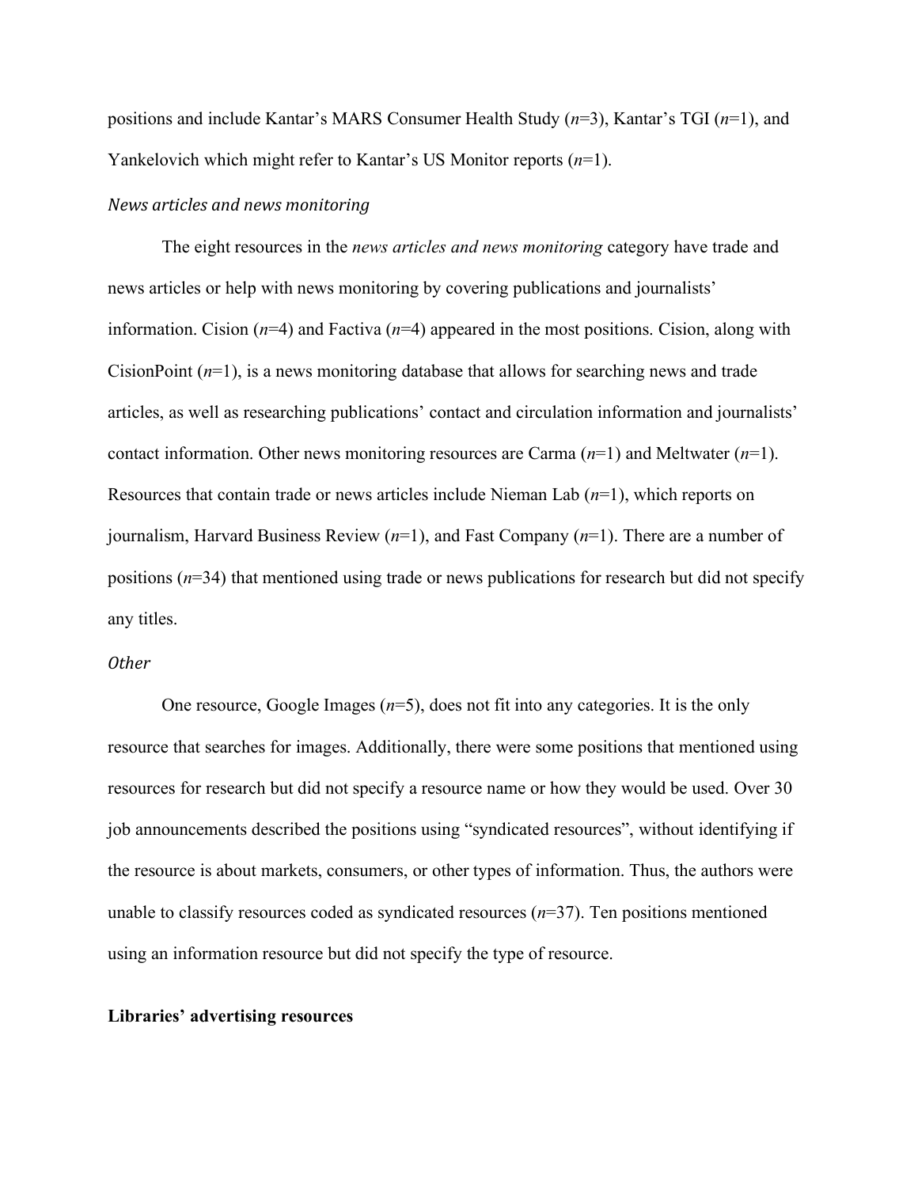positions and include Kantar's MARS Consumer Health Study (*n*=3), Kantar's TGI (*n*=1), and Yankelovich which might refer to Kantar's US Monitor reports (*n*=1).

### *News articles and news monitoring*

The eight resources in the *news articles and news monitoring* category have trade and news articles or help with news monitoring by covering publications and journalists' information. Cision (*n*=4) and Factiva (*n*=4) appeared in the most positions. Cision, along with CisionPoint (*n*=1), is a news monitoring database that allows for searching news and trade articles, as well as researching publications' contact and circulation information and journalists' contact information. Other news monitoring resources are Carma (*n*=1) and Meltwater (*n*=1). Resources that contain trade or news articles include Nieman Lab (*n*=1), which reports on journalism, Harvard Business Review (*n*=1), and Fast Company (*n*=1). There are a number of positions (*n*=34) that mentioned using trade or news publications for research but did not specify any titles.

### *Other*

One resource, Google Images (*n*=5), does not fit into any categories. It is the only resource that searches for images. Additionally, there were some positions that mentioned using resources for research but did not specify a resource name or how they would be used. Over 30 job announcements described the positions using "syndicated resources", without identifying if the resource is about markets, consumers, or other types of information. Thus, the authors were unable to classify resources coded as syndicated resources (*n*=37). Ten positions mentioned using an information resource but did not specify the type of resource.

## **Libraries' advertising resources**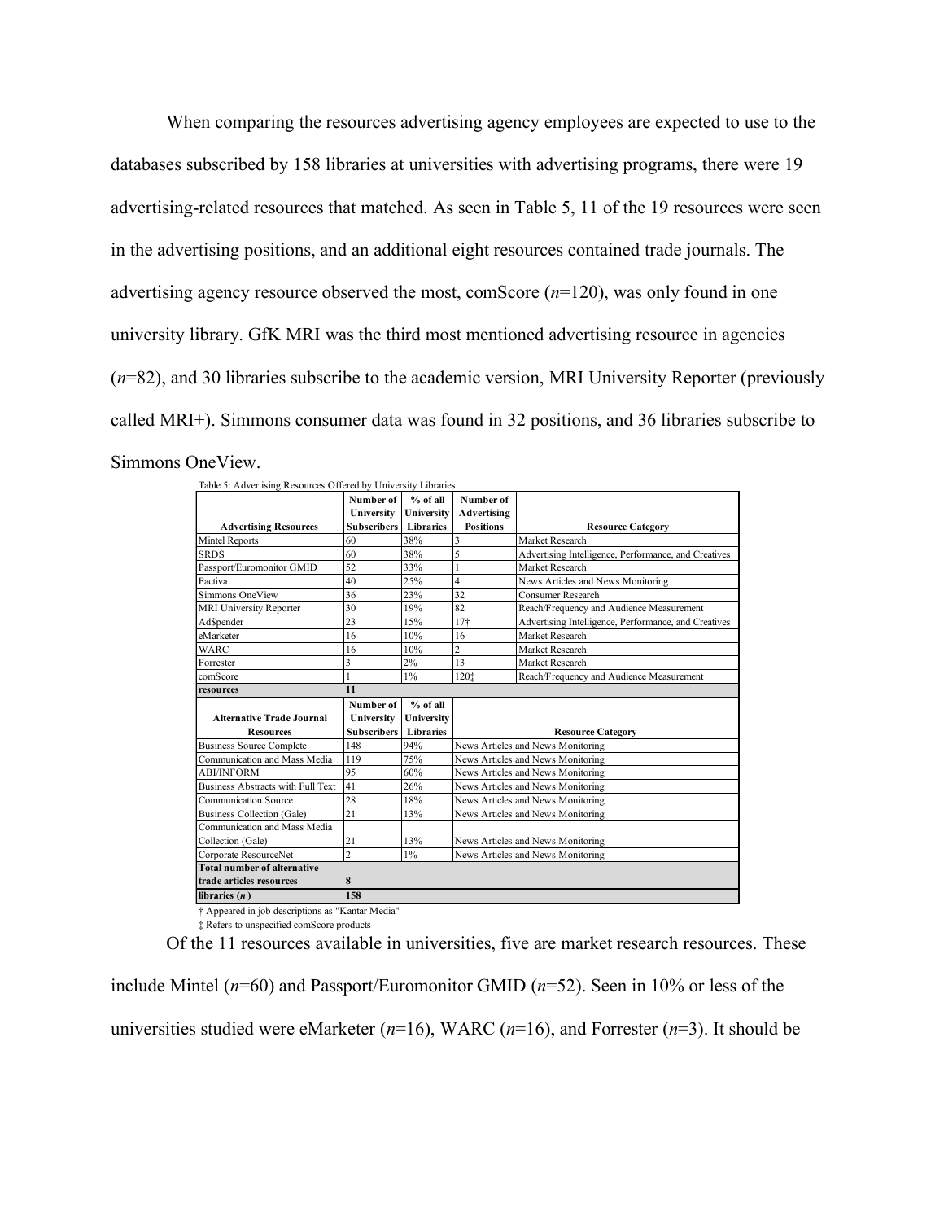When comparing the resources advertising agency employees are expected to use to the databases subscribed by 158 libraries at universities with advertising programs, there were 19 advertising-related resources that matched. As seen in Table 5, 11 of the 19 resources were seen in the advertising positions, and an additional eight resources contained trade journals. The advertising agency resource observed the most, comScore (*n*=120), was only found in one university library. GfK MRI was the third most mentioned advertising resource in agencies (*n*=82), and 30 libraries subscribe to the academic version, MRI University Reporter (previously called MRI+). Simmons consumer data was found in 32 positions, and 36 libraries subscribe to Simmons OneView.

Table 5: Advertising Resources Offered by University Libraries

| Advertising Resources | Number of University Subscribers | % of all University Libraries | Number of Advertising Positions | Resource Category |
|---|---|---|---|---|
| Mintel Reports | 60 | 38% | 3 | Market Research |
| SRDS | 60 | 38% | 5 | Advertising Intelligence, Performance, and Creatives |
| Passport/Euromonitor GMID | 52 | 33% | 1 | Market Research |
| Factiva | 40 | 25% | 4 | News Articles and News Monitoring |
| Simmons OneView | 36 | 23% | 32 | Consumer Research |
| MRI University Reporter | 30 | 19% | 82 | Reach/Frequency and Audience Measurement |
| Ad$pender | 23 | 15% | 17† | Advertising Intelligence, Performance, and Creatives |
| eMarketer | 16 | 10% | 16 | Market Research |
| WARC | 16 | 10% | 2 | Market Research |
| Forrester | 3 | 2% | 13 | Market Research |
| comScore | 1 | 1% | 120‡ | Reach/Frequency and Audience Measurement |
| **resources** | **11** | | | |
| **Alternative Trade Journal Resources** | **Number of University Subscribers** | **% of all University Libraries** | | **Resource Category** |
| Business Source Complete | 148 | 94% | | News Articles and News Monitoring |
| Communication and Mass Media | 119 | 75% | | News Articles and News Monitoring |
| ABI/INFORM | 95 | 60% | | News Articles and News Monitoring |
| Business Abstracts with Full Text | 41 | 26% | | News Articles and News Monitoring |
| Communication Source | 28 | 18% | | News Articles and News Monitoring |
| Business Collection (Gale) | 21 | 13% | | News Articles and News Monitoring |
| Communication and Mass Media Collection (Gale) | 21 | 13% | | News Articles and News Monitoring |
| Corporate ResourceNet | 2 | 1% | | News Articles and News Monitoring |
| **Total number of alternative trade articles resources** | **8** | | | |
| **libraries (*n*)** | **158** | | | |

† Appeared in job descriptions as "Kantar Media"

‡ Refers to unspecified comScore products

Of the 11 resources available in universities, five are market research resources. These include Mintel (*n*=60) and Passport/Euromonitor GMID (*n*=52). Seen in 10% or less of the universities studied were eMarketer (*n*=16), WARC (*n*=16), and Forrester (*n*=3). It should be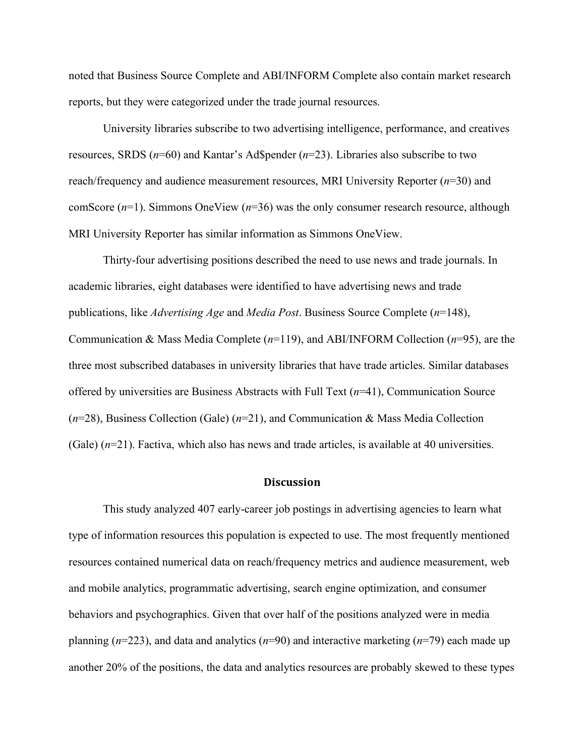noted that Business Source Complete and ABI/INFORM Complete also contain market research reports, but they were categorized under the trade journal resources.

University libraries subscribe to two advertising intelligence, performance, and creatives resources, SRDS (*n*=60) and Kantar's Ad$pender (*n*=23). Libraries also subscribe to two reach/frequency and audience measurement resources, MRI University Reporter (*n*=30) and comScore (*n*=1). Simmons OneView (*n*=36) was the only consumer research resource, although MRI University Reporter has similar information as Simmons OneView.

Thirty-four advertising positions described the need to use news and trade journals. In academic libraries, eight databases were identified to have advertising news and trade publications, like *Advertising Age* and *Media Post*. Business Source Complete (*n*=148), Communication & Mass Media Complete (*n*=119), and ABI/INFORM Collection (*n*=95), are the three most subscribed databases in university libraries that have trade articles. Similar databases offered by universities are Business Abstracts with Full Text (*n*=41), Communication Source (*n*=28), Business Collection (Gale) (*n*=21), and Communication & Mass Media Collection (Gale) (*n*=21). Factiva, which also has news and trade articles, is available at 40 universities.

## Discussion

This study analyzed 407 early-career job postings in advertising agencies to learn what type of information resources this population is expected to use. The most frequently mentioned resources contained numerical data on reach/frequency metrics and audience measurement, web and mobile analytics, programmatic advertising, search engine optimization, and consumer behaviors and psychographics. Given that over half of the positions analyzed were in media planning (*n*=223), and data and analytics (*n*=90) and interactive marketing (*n*=79) each made up another 20% of the positions, the data and analytics resources are probably skewed to these types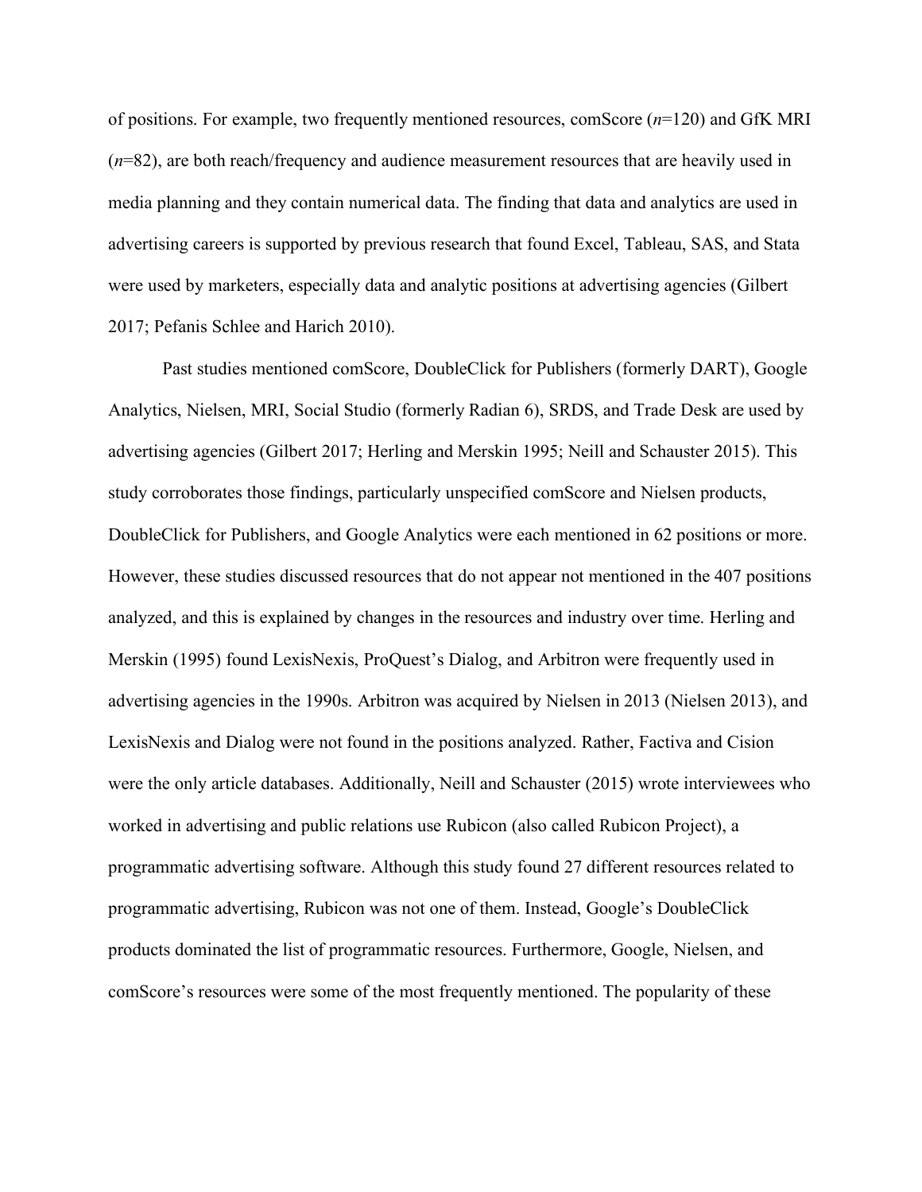of positions. For example, two frequently mentioned resources, comScore ($n$=120) and GfK MRI ($n$=82), are both reach/frequency and audience measurement resources that are heavily used in media planning and they contain numerical data. The finding that data and analytics are used in advertising careers is supported by previous research that found Excel, Tableau, SAS, and Stata were used by marketers, especially data and analytic positions at advertising agencies (Gilbert 2017; Pefanis Schlee and Harich 2010).

Past studies mentioned comScore, DoubleClick for Publishers (formerly DART), Google Analytics, Nielsen, MRI, Social Studio (formerly Radian 6), SRDS, and Trade Desk are used by advertising agencies (Gilbert 2017; Herling and Merskin 1995; Neill and Schauster 2015). This study corroborates those findings, particularly unspecified comScore and Nielsen products, DoubleClick for Publishers, and Google Analytics were each mentioned in 62 positions or more. However, these studies discussed resources that do not appear not mentioned in the 407 positions analyzed, and this is explained by changes in the resources and industry over time. Herling and Merskin (1995) found LexisNexis, ProQuest's Dialog, and Arbitron were frequently used in advertising agencies in the 1990s. Arbitron was acquired by Nielsen in 2013 (Nielsen 2013), and LexisNexis and Dialog were not found in the positions analyzed. Rather, Factiva and Cision were the only article databases. Additionally, Neill and Schauster (2015) wrote interviewees who worked in advertising and public relations use Rubicon (also called Rubicon Project), a programmatic advertising software. Although this study found 27 different resources related to programmatic advertising, Rubicon was not one of them. Instead, Google's DoubleClick products dominated the list of programmatic resources. Furthermore, Google, Nielsen, and comScore's resources were some of the most frequently mentioned. The popularity of these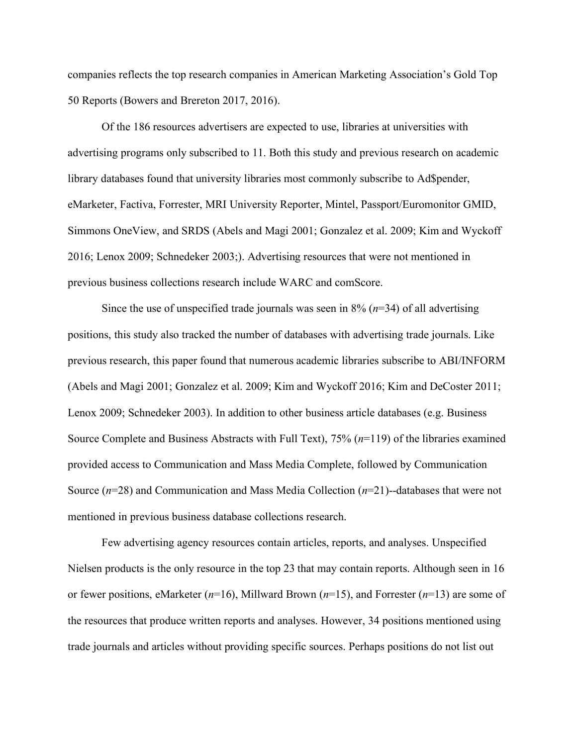companies reflects the top research companies in American Marketing Association's Gold Top 50 Reports (Bowers and Brereton 2017, 2016).

Of the 186 resources advertisers are expected to use, libraries at universities with advertising programs only subscribed to 11. Both this study and previous research on academic library databases found that university libraries most commonly subscribe to Ad$pender, eMarketer, Factiva, Forrester, MRI University Reporter, Mintel, Passport/Euromonitor GMID, Simmons OneView, and SRDS (Abels and Magi 2001; Gonzalez et al. 2009; Kim and Wyckoff 2016; Lenox 2009; Schnedeker 2003;). Advertising resources that were not mentioned in previous business collections research include WARC and comScore.

Since the use of unspecified trade journals was seen in 8% (*n*=34) of all advertising positions, this study also tracked the number of databases with advertising trade journals. Like previous research, this paper found that numerous academic libraries subscribe to ABI/INFORM (Abels and Magi 2001; Gonzalez et al. 2009; Kim and Wyckoff 2016; Kim and DeCoster 2011; Lenox 2009; Schnedeker 2003). In addition to other business article databases (e.g. Business Source Complete and Business Abstracts with Full Text), 75% (*n*=119) of the libraries examined provided access to Communication and Mass Media Complete, followed by Communication Source (*n*=28) and Communication and Mass Media Collection (*n*=21)--databases that were not mentioned in previous business database collections research.

Few advertising agency resources contain articles, reports, and analyses. Unspecified Nielsen products is the only resource in the top 23 that may contain reports. Although seen in 16 or fewer positions, eMarketer (*n*=16), Millward Brown (*n*=15), and Forrester (*n*=13) are some of the resources that produce written reports and analyses. However, 34 positions mentioned using trade journals and articles without providing specific sources. Perhaps positions do not list out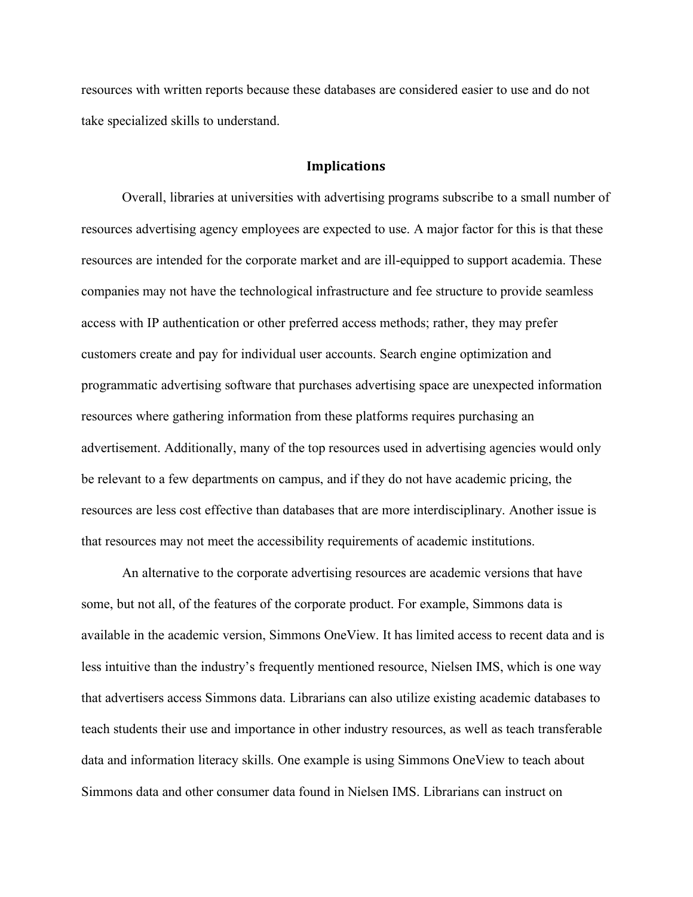resources with written reports because these databases are considered easier to use and do not take specialized skills to understand.

## Implications

Overall, libraries at universities with advertising programs subscribe to a small number of resources advertising agency employees are expected to use. A major factor for this is that these resources are intended for the corporate market and are ill-equipped to support academia. These companies may not have the technological infrastructure and fee structure to provide seamless access with IP authentication or other preferred access methods; rather, they may prefer customers create and pay for individual user accounts. Search engine optimization and programmatic advertising software that purchases advertising space are unexpected information resources where gathering information from these platforms requires purchasing an advertisement. Additionally, many of the top resources used in advertising agencies would only be relevant to a few departments on campus, and if they do not have academic pricing, the resources are less cost effective than databases that are more interdisciplinary. Another issue is that resources may not meet the accessibility requirements of academic institutions.

An alternative to the corporate advertising resources are academic versions that have some, but not all, of the features of the corporate product. For example, Simmons data is available in the academic version, Simmons OneView. It has limited access to recent data and is less intuitive than the industry's frequently mentioned resource, Nielsen IMS, which is one way that advertisers access Simmons data. Librarians can also utilize existing academic databases to teach students their use and importance in other industry resources, as well as teach transferable data and information literacy skills. One example is using Simmons OneView to teach about Simmons data and other consumer data found in Nielsen IMS. Librarians can instruct on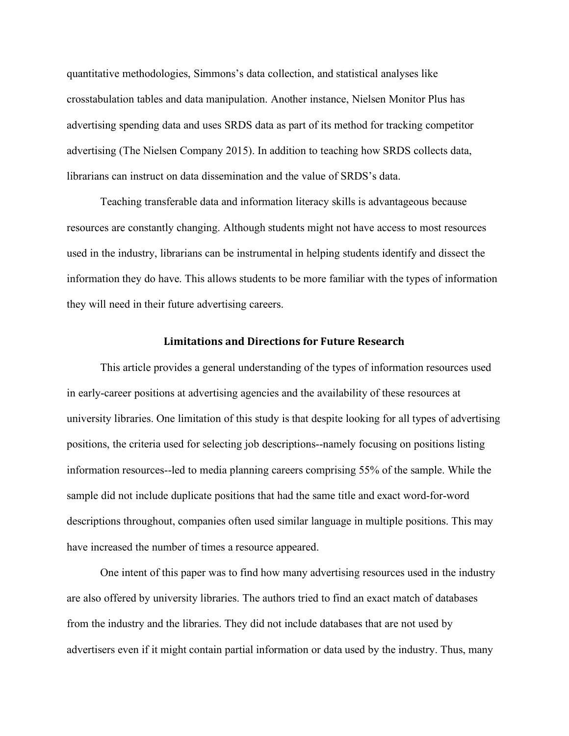quantitative methodologies, Simmons's data collection, and statistical analyses like crosstabulation tables and data manipulation. Another instance, Nielsen Monitor Plus has advertising spending data and uses SRDS data as part of its method for tracking competitor advertising (The Nielsen Company 2015). In addition to teaching how SRDS collects data, librarians can instruct on data dissemination and the value of SRDS's data.

Teaching transferable data and information literacy skills is advantageous because resources are constantly changing. Although students might not have access to most resources used in the industry, librarians can be instrumental in helping students identify and dissect the information they do have. This allows students to be more familiar with the types of information they will need in their future advertising careers.

## Limitations and Directions for Future Research

This article provides a general understanding of the types of information resources used in early-career positions at advertising agencies and the availability of these resources at university libraries. One limitation of this study is that despite looking for all types of advertising positions, the criteria used for selecting job descriptions--namely focusing on positions listing information resources--led to media planning careers comprising 55% of the sample. While the sample did not include duplicate positions that had the same title and exact word-for-word descriptions throughout, companies often used similar language in multiple positions. This may have increased the number of times a resource appeared.

One intent of this paper was to find how many advertising resources used in the industry are also offered by university libraries. The authors tried to find an exact match of databases from the industry and the libraries. They did not include databases that are not used by advertisers even if it might contain partial information or data used by the industry. Thus, many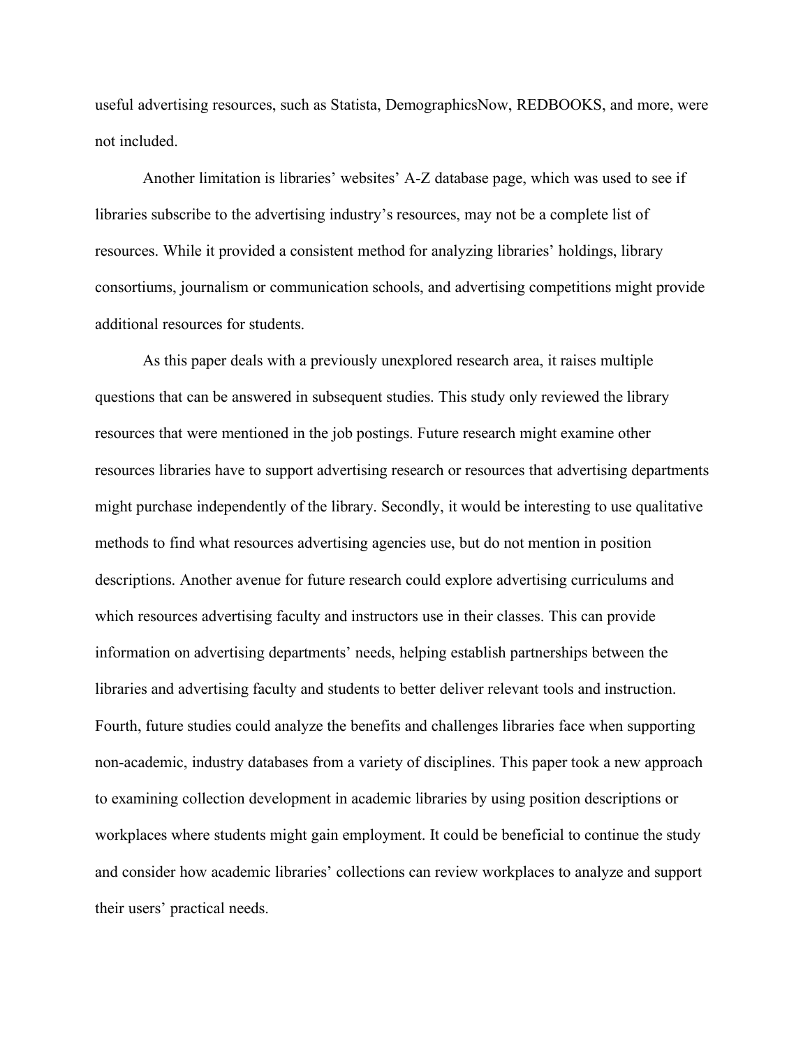useful advertising resources, such as Statista, DemographicsNow, REDBOOKS, and more, were not included.

Another limitation is libraries' websites' A-Z database page, which was used to see if libraries subscribe to the advertising industry's resources, may not be a complete list of resources. While it provided a consistent method for analyzing libraries' holdings, library consortiums, journalism or communication schools, and advertising competitions might provide additional resources for students.

As this paper deals with a previously unexplored research area, it raises multiple questions that can be answered in subsequent studies. This study only reviewed the library resources that were mentioned in the job postings. Future research might examine other resources libraries have to support advertising research or resources that advertising departments might purchase independently of the library. Secondly, it would be interesting to use qualitative methods to find what resources advertising agencies use, but do not mention in position descriptions. Another avenue for future research could explore advertising curriculums and which resources advertising faculty and instructors use in their classes. This can provide information on advertising departments' needs, helping establish partnerships between the libraries and advertising faculty and students to better deliver relevant tools and instruction. Fourth, future studies could analyze the benefits and challenges libraries face when supporting non-academic, industry databases from a variety of disciplines. This paper took a new approach to examining collection development in academic libraries by using position descriptions or workplaces where students might gain employment. It could be beneficial to continue the study and consider how academic libraries' collections can review workplaces to analyze and support their users' practical needs.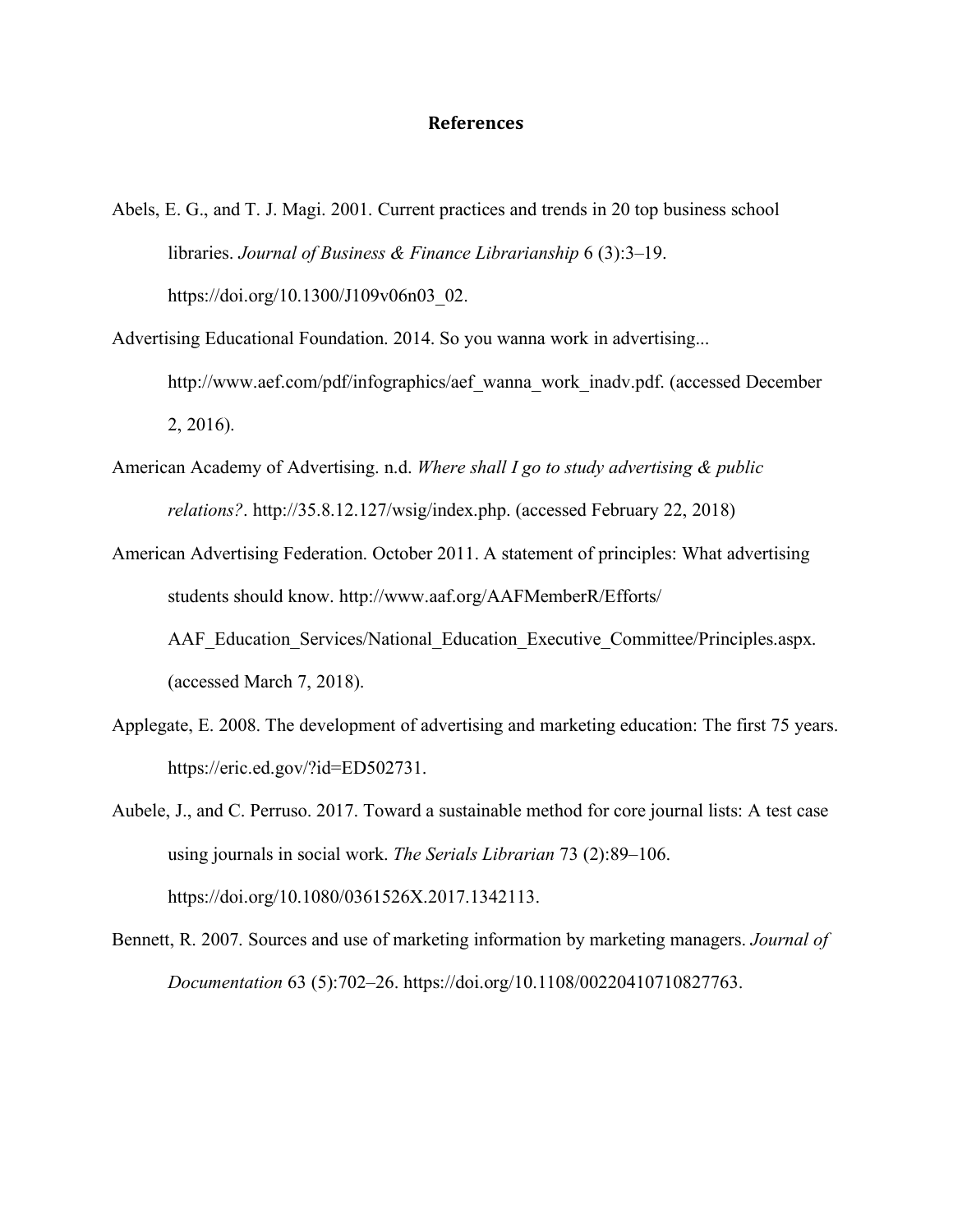# References

Abels, E. G., and T. J. Magi. 2001. Current practices and trends in 20 top business school libraries. *Journal of Business & Finance Librarianship* 6 (3):3–19. https://doi.org/10.1300/J109v06n03_02.

Advertising Educational Foundation. 2014. So you wanna work in advertising... http://www.aef.com/pdf/infographics/aef_wanna_work_inadv.pdf. (accessed December 2, 2016).

American Academy of Advertising. n.d. *Where shall I go to study advertising & public relations?*. http://35.8.12.127/wsig/index.php. (accessed February 22, 2018)

American Advertising Federation. October 2011. A statement of principles: What advertising students should know. http://www.aaf.org/AAFMemberR/Efforts/AAF_Education_Services/National_Education_Executive_Committee/Principles.aspx. (accessed March 7, 2018).

Applegate, E. 2008. The development of advertising and marketing education: The first 75 years. https://eric.ed.gov/?id=ED502731.

Aubele, J., and C. Perruso. 2017. Toward a sustainable method for core journal lists: A test case using journals in social work. *The Serials Librarian* 73 (2):89–106. https://doi.org/10.1080/0361526X.2017.1342113.

Bennett, R. 2007. Sources and use of marketing information by marketing managers. *Journal of Documentation* 63 (5):702–26. https://doi.org/10.1108/00220410710827763.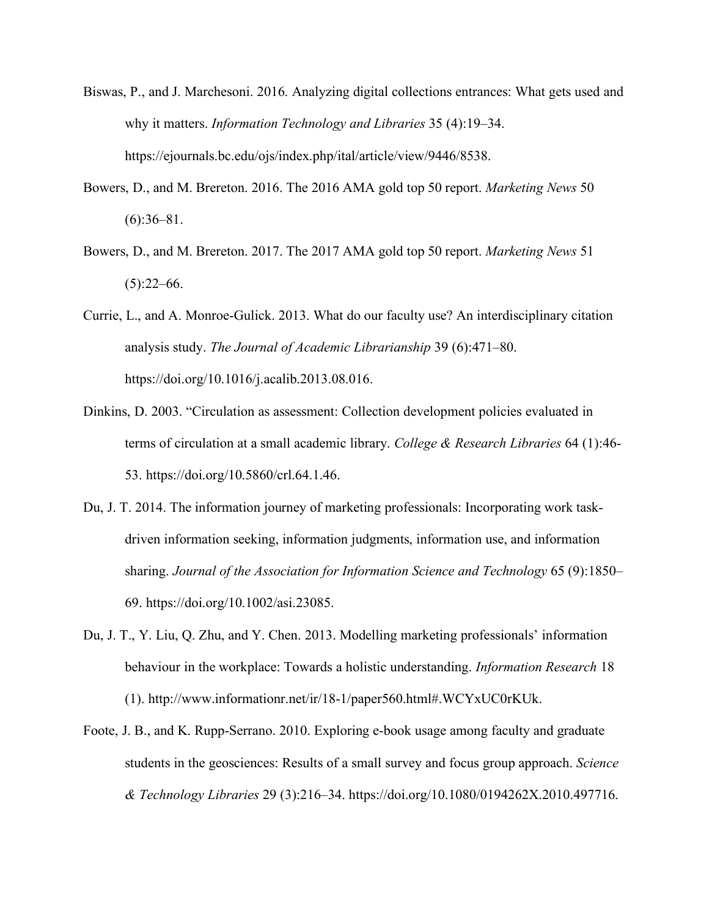Biswas, P., and J. Marchesoni. 2016. Analyzing digital collections entrances: What gets used and why it matters. *Information Technology and Libraries* 35 (4):19–34. https://ejournals.bc.edu/ojs/index.php/ital/article/view/9446/8538.

Bowers, D., and M. Brereton. 2016. The 2016 AMA gold top 50 report. *Marketing News* 50 (6):36–81.

Bowers, D., and M. Brereton. 2017. The 2017 AMA gold top 50 report. *Marketing News* 51 (5):22–66.

Currie, L., and A. Monroe-Gulick. 2013. What do our faculty use? An interdisciplinary citation analysis study. *The Journal of Academic Librarianship* 39 (6):471–80. https://doi.org/10.1016/j.acalib.2013.08.016.

Dinkins, D. 2003. "Circulation as assessment: Collection development policies evaluated in terms of circulation at a small academic library. *College & Research Libraries* 64 (1):46-53. https://doi.org/10.5860/crl.64.1.46.

Du, J. T. 2014. The information journey of marketing professionals: Incorporating work task-driven information seeking, information judgments, information use, and information sharing. *Journal of the Association for Information Science and Technology* 65 (9):1850–69. https://doi.org/10.1002/asi.23085.

Du, J. T., Y. Liu, Q. Zhu, and Y. Chen. 2013. Modelling marketing professionals' information behaviour in the workplace: Towards a holistic understanding. *Information Research* 18 (1). http://www.informationr.net/ir/18-1/paper560.html#.WCYxUC0rKUk.

Foote, J. B., and K. Rupp-Serrano. 2010. Exploring e-book usage among faculty and graduate students in the geosciences: Results of a small survey and focus group approach. *Science & Technology Libraries* 29 (3):216–34. https://doi.org/10.1080/0194262X.2010.497716.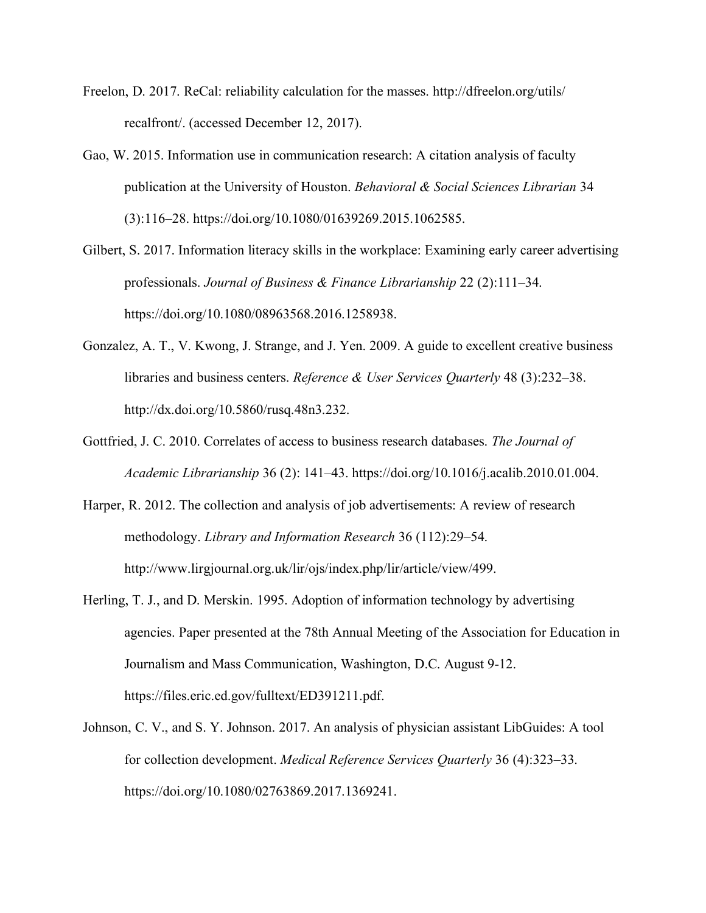Freelon, D. 2017. ReCal: reliability calculation for the masses. http://dfreelon.org/utils/recalfront/. (accessed December 12, 2017).

Gao, W. 2015. Information use in communication research: A citation analysis of faculty publication at the University of Houston. *Behavioral & Social Sciences Librarian* 34 (3):116–28. https://doi.org/10.1080/01639269.2015.1062585.

Gilbert, S. 2017. Information literacy skills in the workplace: Examining early career advertising professionals. *Journal of Business & Finance Librarianship* 22 (2):111–34. https://doi.org/10.1080/08963568.2016.1258938.

Gonzalez, A. T., V. Kwong, J. Strange, and J. Yen. 2009. A guide to excellent creative business libraries and business centers. *Reference & User Services Quarterly* 48 (3):232–38. http://dx.doi.org/10.5860/rusq.48n3.232.

Gottfried, J. C. 2010. Correlates of access to business research databases. *The Journal of Academic Librarianship* 36 (2): 141–43. https://doi.org/10.1016/j.acalib.2010.01.004.

Harper, R. 2012. The collection and analysis of job advertisements: A review of research methodology. *Library and Information Research* 36 (112):29–54. http://www.lirgjournal.org.uk/lir/ojs/index.php/lir/article/view/499.

Herling, T. J., and D. Merskin. 1995. Adoption of information technology by advertising agencies. Paper presented at the 78th Annual Meeting of the Association for Education in Journalism and Mass Communication, Washington, D.C. August 9-12. https://files.eric.ed.gov/fulltext/ED391211.pdf.

Johnson, C. V., and S. Y. Johnson. 2017. An analysis of physician assistant LibGuides: A tool for collection development. *Medical Reference Services Quarterly* 36 (4):323–33. https://doi.org/10.1080/02763869.2017.1369241.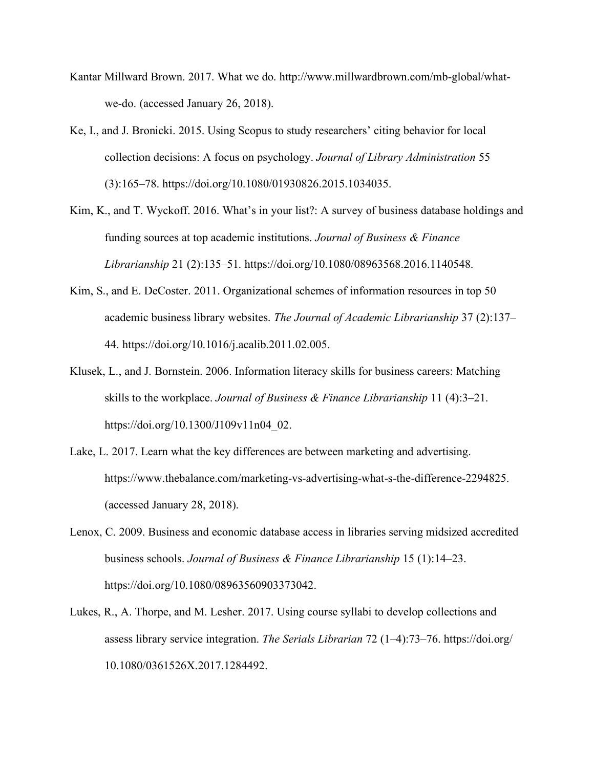Kantar Millward Brown. 2017. What we do. http://www.millwardbrown.com/mb-global/what-we-do. (accessed January 26, 2018).

Ke, I., and J. Bronicki. 2015. Using Scopus to study researchers' citing behavior for local collection decisions: A focus on psychology. *Journal of Library Administration* 55 (3):165–78. https://doi.org/10.1080/01930826.2015.1034035.

Kim, K., and T. Wyckoff. 2016. What's in your list?: A survey of business database holdings and funding sources at top academic institutions. *Journal of Business & Finance Librarianship* 21 (2):135–51. https://doi.org/10.1080/08963568.2016.1140548.

Kim, S., and E. DeCoster. 2011. Organizational schemes of information resources in top 50 academic business library websites. *The Journal of Academic Librarianship* 37 (2):137–44. https://doi.org/10.1016/j.acalib.2011.02.005.

Klusek, L., and J. Bornstein. 2006. Information literacy skills for business careers: Matching skills to the workplace. *Journal of Business & Finance Librarianship* 11 (4):3–21. https://doi.org/10.1300/J109v11n04_02.

Lake, L. 2017. Learn what the key differences are between marketing and advertising. https://www.thebalance.com/marketing-vs-advertising-what-s-the-difference-2294825. (accessed January 28, 2018).

Lenox, C. 2009. Business and economic database access in libraries serving midsized accredited business schools. *Journal of Business & Finance Librarianship* 15 (1):14–23. https://doi.org/10.1080/08963560903373042.

Lukes, R., A. Thorpe, and M. Lesher. 2017. Using course syllabi to develop collections and assess library service integration. *The Serials Librarian* 72 (1–4):73–76. https://doi.org/10.1080/0361526X.2017.1284492.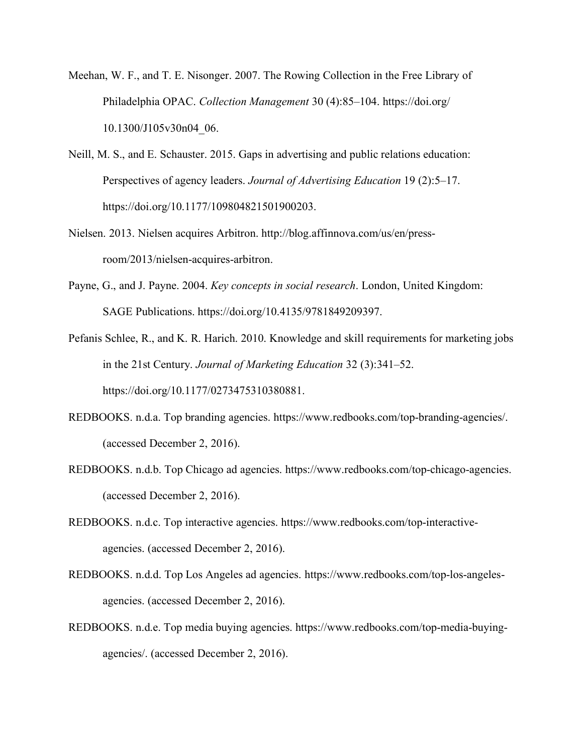Meehan, W. F., and T. E. Nisonger. 2007. The Rowing Collection in the Free Library of Philadelphia OPAC. *Collection Management* 30 (4):85–104. https://doi.org/ 10.1300/J105v30n04_06.

Neill, M. S., and E. Schauster. 2015. Gaps in advertising and public relations education: Perspectives of agency leaders. *Journal of Advertising Education* 19 (2):5–17. https://doi.org/10.1177/109804821501900203.

Nielsen. 2013. Nielsen acquires Arbitron. http://blog.affinnova.com/us/en/press-room/2013/nielsen-acquires-arbitron.

Payne, G., and J. Payne. 2004. *Key concepts in social research*. London, United Kingdom: SAGE Publications. https://doi.org/10.4135/9781849209397.

Pefanis Schlee, R., and K. R. Harich. 2010. Knowledge and skill requirements for marketing jobs in the 21st Century. *Journal of Marketing Education* 32 (3):341–52. https://doi.org/10.1177/0273475310380881.

REDBOOKS. n.d.a. Top branding agencies. https://www.redbooks.com/top-branding-agencies/. (accessed December 2, 2016).

REDBOOKS. n.d.b. Top Chicago ad agencies. https://www.redbooks.com/top-chicago-agencies. (accessed December 2, 2016).

REDBOOKS. n.d.c. Top interactive agencies. https://www.redbooks.com/top-interactive-agencies. (accessed December 2, 2016).

REDBOOKS. n.d.d. Top Los Angeles ad agencies. https://www.redbooks.com/top-los-angeles-agencies. (accessed December 2, 2016).

REDBOOKS. n.d.e. Top media buying agencies. https://www.redbooks.com/top-media-buying-agencies/. (accessed December 2, 2016).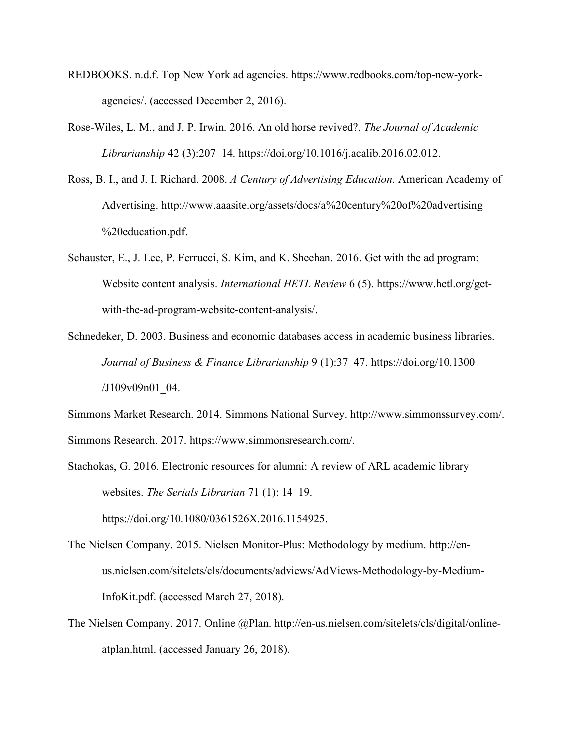REDBOOKS. n.d.f. Top New York ad agencies. https://www.redbooks.com/top-new-york-agencies/. (accessed December 2, 2016).

Rose-Wiles, L. M., and J. P. Irwin. 2016. An old horse revived?. *The Journal of Academic Librarianship* 42 (3):207–14. https://doi.org/10.1016/j.acalib.2016.02.012.

Ross, B. I., and J. I. Richard. 2008. *A Century of Advertising Education*. American Academy of Advertising. http://www.aaasite.org/assets/docs/a%20century%20of%20advertising%20education.pdf.

Schauster, E., J. Lee, P. Ferrucci, S. Kim, and K. Sheehan. 2016. Get with the ad program: Website content analysis. *International HETL Review* 6 (5). https://www.hetl.org/get-with-the-ad-program-website-content-analysis/.

Schnedeker, D. 2003. Business and economic databases access in academic business libraries. *Journal of Business & Finance Librarianship* 9 (1):37–47. https://doi.org/10.1300/J109v09n01_04.

Simmons Market Research. 2014. Simmons National Survey. http://www.simmonssurvey.com/.

Simmons Research. 2017. https://www.simmonsresearch.com/.

Stachokas, G. 2016. Electronic resources for alumni: A review of ARL academic library websites. *The Serials Librarian* 71 (1): 14–19. https://doi.org/10.1080/0361526X.2016.1154925.

The Nielsen Company. 2015. Nielsen Monitor-Plus: Methodology by medium. http://en-us.nielsen.com/sitelets/cls/documents/adviews/AdViews-Methodology-by-Medium-InfoKit.pdf. (accessed March 27, 2018).

The Nielsen Company. 2017. Online @Plan. http://en-us.nielsen.com/sitelets/cls/digital/online-atplan.html. (accessed January 26, 2018).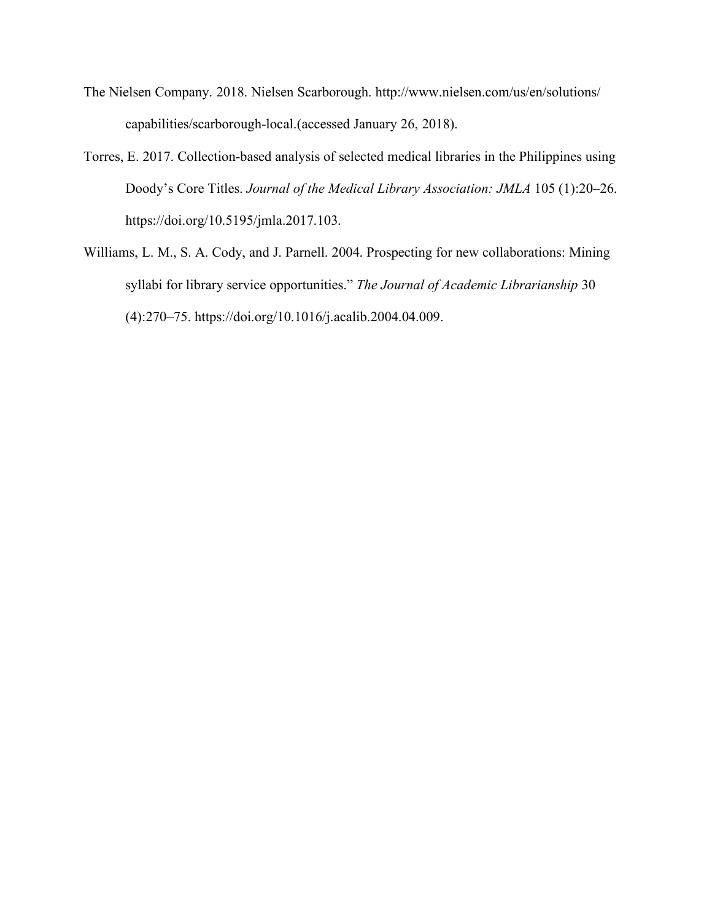The Nielsen Company. 2018. Nielsen Scarborough. http://www.nielsen.com/us/en/solutions/capabilities/scarborough-local.(accessed January 26, 2018).

Torres, E. 2017. Collection-based analysis of selected medical libraries in the Philippines using Doody's Core Titles. *Journal of the Medical Library Association: JMLA* 105 (1):20–26. https://doi.org/10.5195/jmla.2017.103.

Williams, L. M., S. A. Cody, and J. Parnell. 2004. Prospecting for new collaborations: Mining syllabi for library service opportunities." *The Journal of Academic Librarianship* 30 (4):270–75. https://doi.org/10.1016/j.acalib.2004.04.009.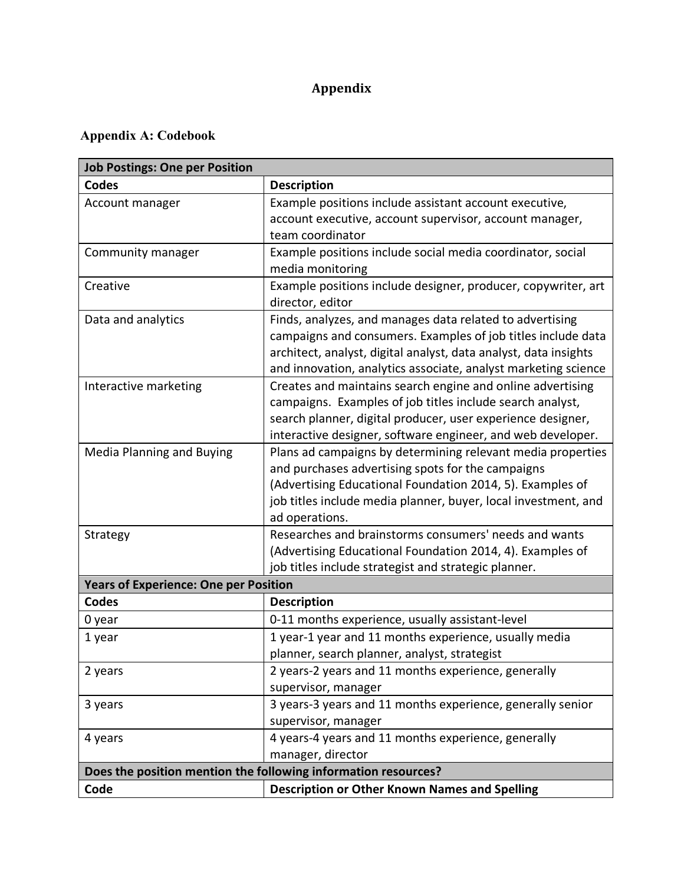# Appendix

## Appendix A: Codebook

| Job Postings: One per Position | |
|---|---|
| **Codes** | **Description** |
| Account manager | Example positions include assistant account executive, account executive, account supervisor, account manager, team coordinator |
| Community manager | Example positions include social media coordinator, social media monitoring |
| Creative | Example positions include designer, producer, copywriter, art director, editor |
| Data and analytics | Finds, analyzes, and manages data related to advertising campaigns and consumers. Examples of job titles include data architect, analyst, digital analyst, data analyst, data insights and innovation, analytics associate, analyst marketing science |
| Interactive marketing | Creates and maintains search engine and online advertising campaigns. Examples of job titles include search analyst, search planner, digital producer, user experience designer, interactive designer, software engineer, and web developer. |
| Media Planning and Buying | Plans ad campaigns by determining relevant media properties and purchases advertising spots for the campaigns (Advertising Educational Foundation 2014, 5). Examples of job titles include media planner, buyer, local investment, and ad operations. |
| Strategy | Researches and brainstorms consumers' needs and wants (Advertising Educational Foundation 2014, 4). Examples of job titles include strategist and strategic planner. |
| **Years of Experience: One per Position** | |
| **Codes** | **Description** |
| 0 year | 0-11 months experience, usually assistant-level |
| 1 year | 1 year-1 year and 11 months experience, usually media planner, search planner, analyst, strategist |
| 2 years | 2 years-2 years and 11 months experience, generally supervisor, manager |
| 3 years | 3 years-3 years and 11 months experience, generally senior supervisor, manager |
| 4 years | 4 years-4 years and 11 months experience, generally manager, director |
| **Does the position mention the following information resources?** | |
| **Code** | **Description or Other Known Names and Spelling** |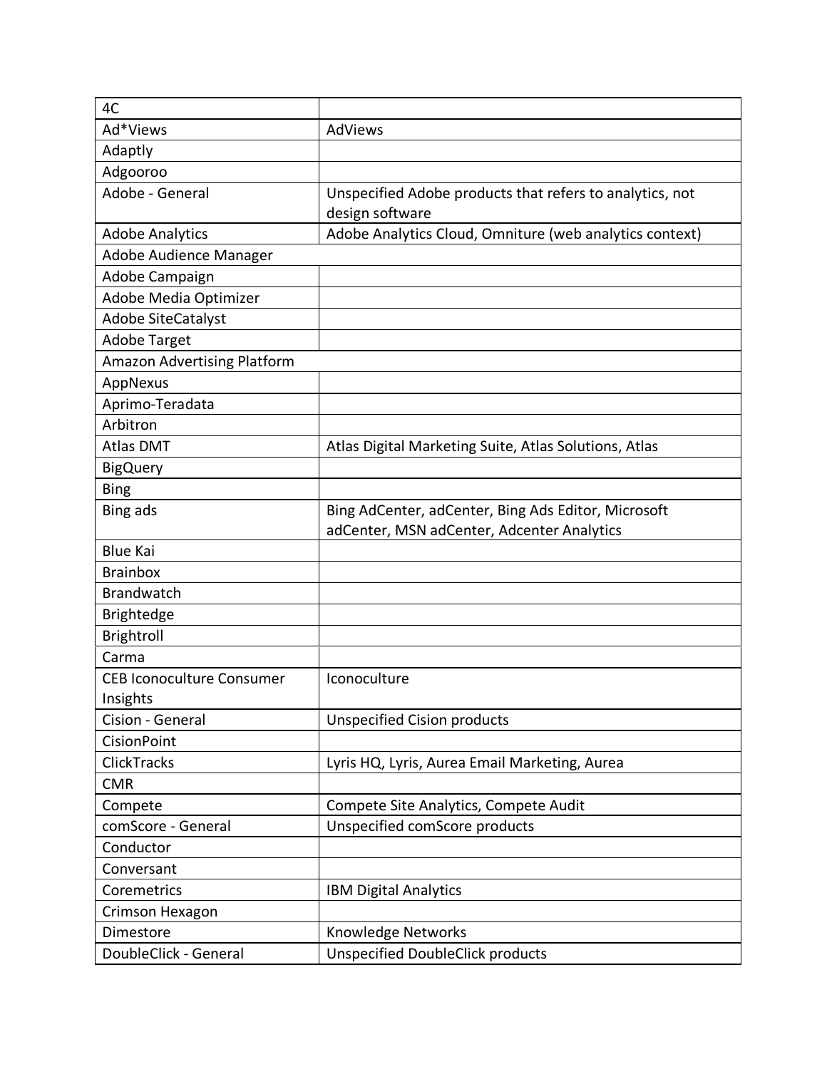| 4C | |
|---|---|
| Ad*Views | AdViews |
| Adaptly | |
| Adgooroo | |
| Adobe - General | Unspecified Adobe products that refers to analytics, not design software |
| Adobe Analytics | Adobe Analytics Cloud, Omniture (web analytics context) |
| Adobe Audience Manager | |
| Adobe Campaign | |
| Adobe Media Optimizer | |
| Adobe SiteCatalyst | |
| Adobe Target | |
| Amazon Advertising Platform | |
| AppNexus | |
| Aprimo-Teradata | |
| Arbitron | |
| Atlas DMT | Atlas Digital Marketing Suite, Atlas Solutions, Atlas |
| BigQuery | |
| Bing | |
| Bing ads | Bing AdCenter, adCenter, Bing Ads Editor, Microsoft adCenter, MSN adCenter, Adcenter Analytics |
| Blue Kai | |
| Brainbox | |
| Brandwatch | |
| Brightedge | |
| Brightroll | |
| Carma | |
| CEB Iconoculture Consumer Insights | Iconoculture |
| Cision - General | Unspecified Cision products |
| CisionPoint | |
| ClickTracks | Lyris HQ, Lyris, Aurea Email Marketing, Aurea |
| CMR | |
| Compete | Compete Site Analytics, Compete Audit |
| comScore - General | Unspecified comScore products |
| Conductor | |
| Conversant | |
| Coremetrics | IBM Digital Analytics |
| Crimson Hexagon | |
| Dimestore | Knowledge Networks |
| DoubleClick - General | Unspecified DoubleClick products |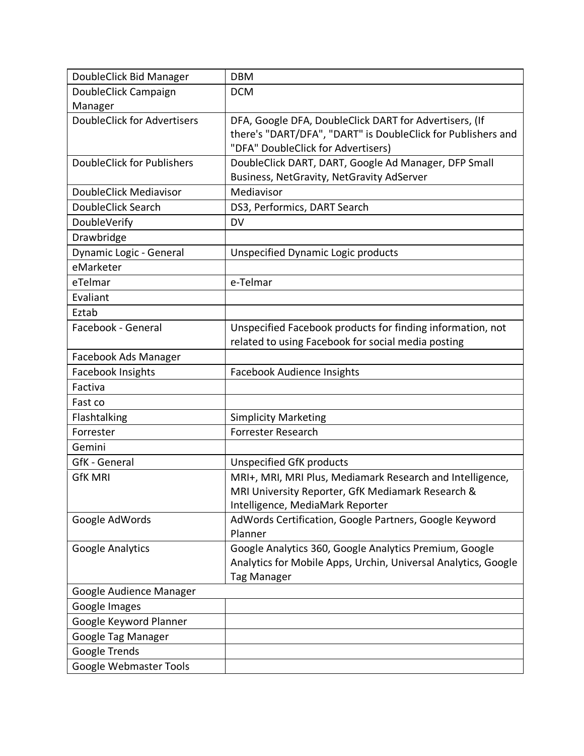| | |
|---|---|
| DoubleClick Bid Manager | DBM |
| DoubleClick Campaign Manager | DCM |
| DoubleClick for Advertisers | DFA, Google DFA, DoubleClick DART for Advertisers, (If there's "DART/DFA", "DART" is DoubleClick for Publishers and "DFA" DoubleClick for Advertisers) |
| DoubleClick for Publishers | DoubleClick DART, DART, Google Ad Manager, DFP Small Business, NetGravity, NetGravity AdServer |
| DoubleClick Mediavisor | Mediavisor |
| DoubleClick Search | DS3, Performics, DART Search |
| DoubleVerify | DV |
| Drawbridge | |
| Dynamic Logic - General | Unspecified Dynamic Logic products |
| eMarketer | |
| eTelmar | e-Telmar |
| Evaliant | |
| Eztab | |
| Facebook - General | Unspecified Facebook products for finding information, not related to using Facebook for social media posting |
| Facebook Ads Manager | |
| Facebook Insights | Facebook Audience Insights |
| Factiva | |
| Fast co | |
| Flashtalking | Simplicity Marketing |
| Forrester | Forrester Research |
| Gemini | |
| GfK - General | Unspecified GfK products |
| GfK MRI | MRI+, MRI, MRI Plus, Mediamark Research and Intelligence, MRI University Reporter, GfK Mediamark Research & Intelligence, MediaMark Reporter |
| Google AdWords | AdWords Certification, Google Partners, Google Keyword Planner |
| Google Analytics | Google Analytics 360, Google Analytics Premium, Google Analytics for Mobile Apps, Urchin, Universal Analytics, Google Tag Manager |
| Google Audience Manager | |
| Google Images | |
| Google Keyword Planner | |
| Google Tag Manager | |
| Google Trends | |
| Google Webmaster Tools | |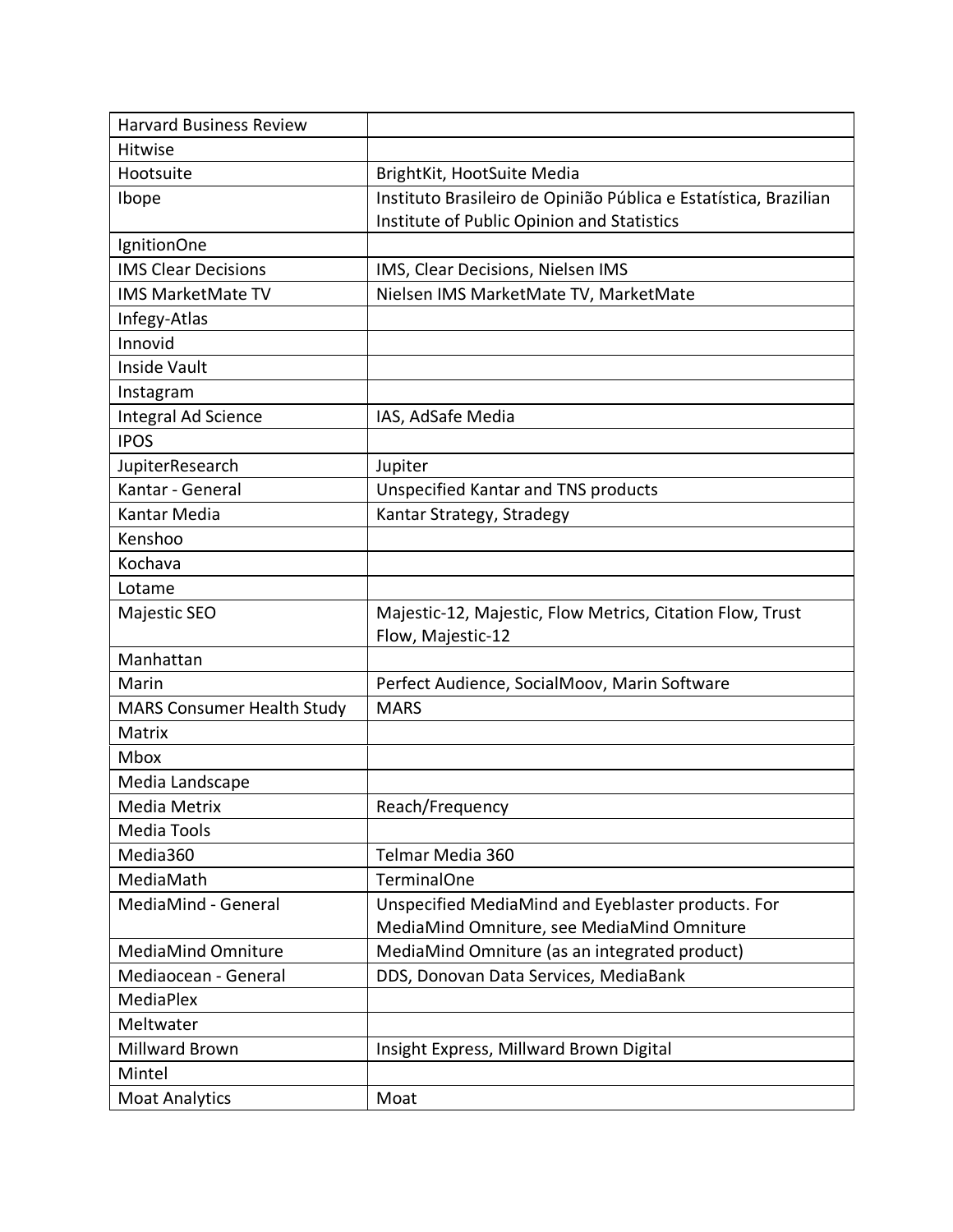| Harvard Business Review | |
|---|---|
| Hitwise | |
| Hootsuite | BrightKit, HootSuite Media |
| Ibope | Instituto Brasileiro de Opinião Pública e Estatística, Brazilian Institute of Public Opinion and Statistics |
| IgnitionOne | |
| IMS Clear Decisions | IMS, Clear Decisions, Nielsen IMS |
| IMS MarketMate TV | Nielsen IMS MarketMate TV, MarketMate |
| Infegy-Atlas | |
| Innovid | |
| Inside Vault | |
| Instagram | |
| Integral Ad Science | IAS, AdSafe Media |
| IPOS | |
| JupiterResearch | Jupiter |
| Kantar - General | Unspecified Kantar and TNS products |
| Kantar Media | Kantar Strategy, Stradegy |
| Kenshoo | |
| Kochava | |
| Lotame | |
| Majestic SEO | Majestic-12, Majestic, Flow Metrics, Citation Flow, Trust Flow, Majestic-12 |
| Manhattan | |
| Marin | Perfect Audience, SocialMoov, Marin Software |
| MARS Consumer Health Study | MARS |
| Matrix | |
| Mbox | |
| Media Landscape | |
| Media Metrix | Reach/Frequency |
| Media Tools | |
| Media360 | Telmar Media 360 |
| MediaMath | TerminalOne |
| MediaMind - General | Unspecified MediaMind and Eyeblaster products. For MediaMind Omniture, see MediaMind Omniture |
| MediaMind Omniture | MediaMind Omniture (as an integrated product) |
| Mediaocean - General | DDS, Donovan Data Services, MediaBank |
| MediaPlex | |
| Meltwater | |
| Millward Brown | Insight Express, Millward Brown Digital |
| Mintel | |
| Moat Analytics | Moat |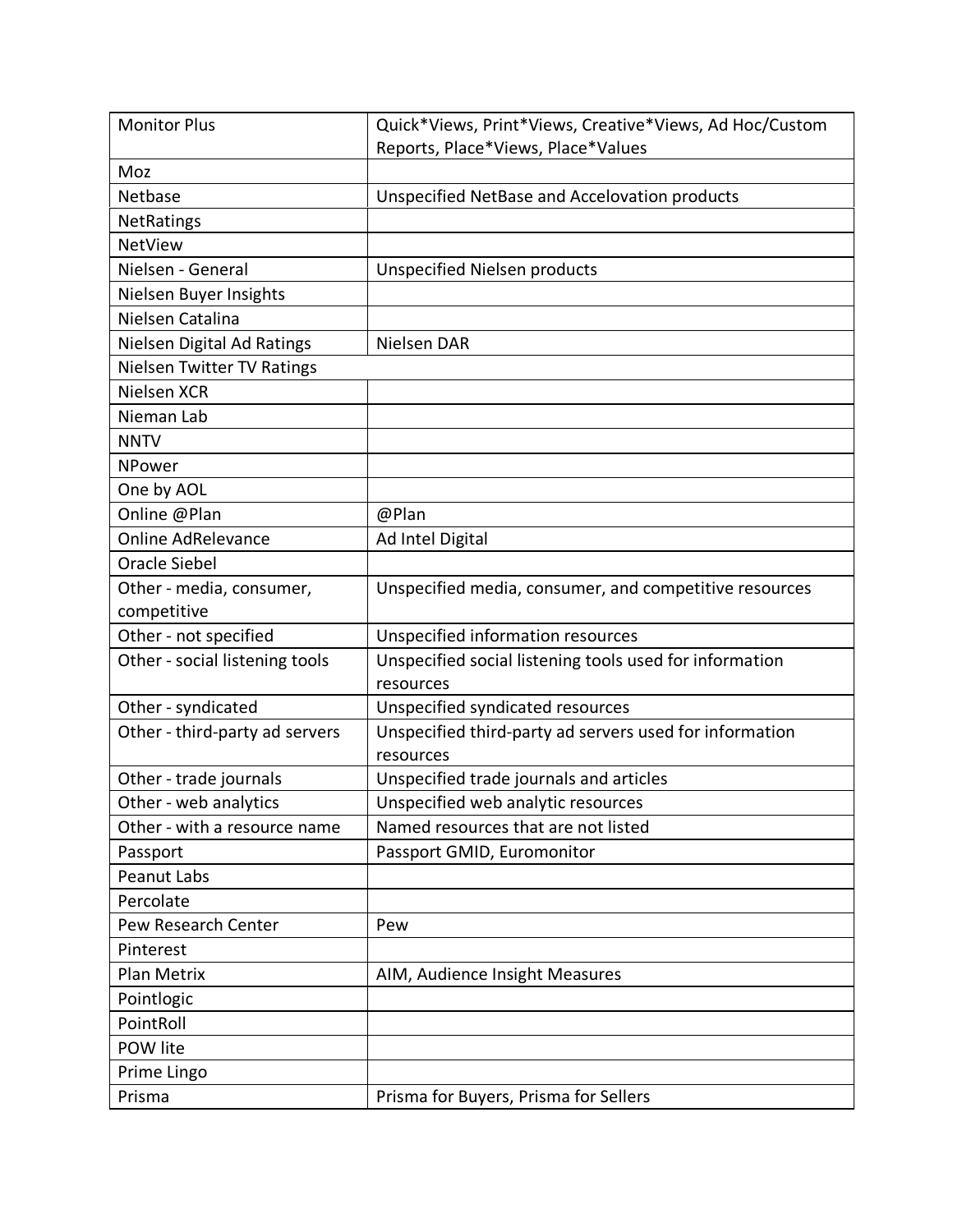| | |
|---|---|
| Monitor Plus | Quick*Views, Print*Views, Creative*Views, Ad Hoc/Custom Reports, Place*Views, Place*Values |
| Moz | |
| Netbase | Unspecified NetBase and Accelovation products |
| NetRatings | |
| NetView | |
| Nielsen - General | Unspecified Nielsen products |
| Nielsen Buyer Insights | |
| Nielsen Catalina | |
| Nielsen Digital Ad Ratings | Nielsen DAR |
| Nielsen Twitter TV Ratings | |
| Nielsen XCR | |
| Nieman Lab | |
| NNTV | |
| NPower | |
| One by AOL | |
| Online @Plan | @Plan |
| Online AdRelevance | Ad Intel Digital |
| Oracle Siebel | |
| Other - media, consumer, competitive | Unspecified media, consumer, and competitive resources |
| Other - not specified | Unspecified information resources |
| Other - social listening tools | Unspecified social listening tools used for information resources |
| Other - syndicated | Unspecified syndicated resources |
| Other - third-party ad servers | Unspecified third-party ad servers used for information resources |
| Other - trade journals | Unspecified trade journals and articles |
| Other - web analytics | Unspecified web analytic resources |
| Other - with a resource name | Named resources that are not listed |
| Passport | Passport GMID, Euromonitor |
| Peanut Labs | |
| Percolate | |
| Pew Research Center | Pew |
| Pinterest | |
| Plan Metrix | AIM, Audience Insight Measures |
| Pointlogic | |
| PointRoll | |
| POW lite | |
| Prime Lingo | |
| Prisma | Prisma for Buyers, Prisma for Sellers |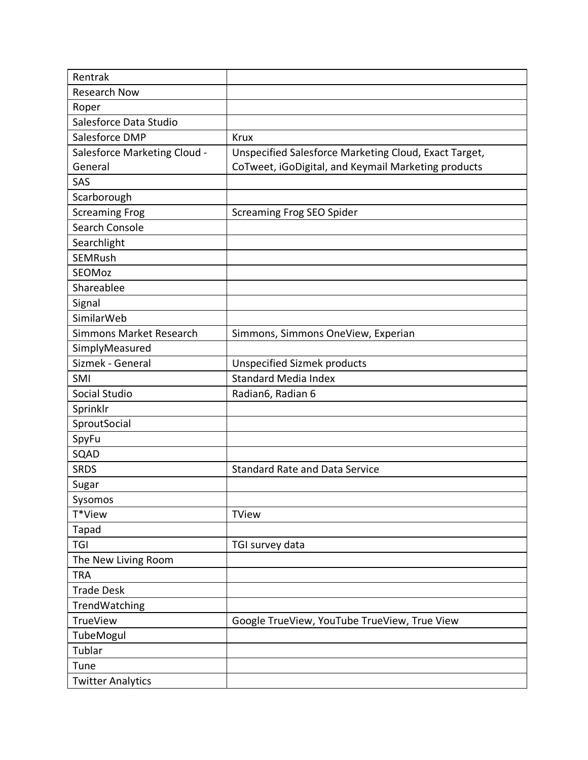| | |
|---|---|
| Rentrak | |
| Research Now | |
| Roper | |
| Salesforce Data Studio | |
| Salesforce DMP | Krux |
| Salesforce Marketing Cloud - General | Unspecified Salesforce Marketing Cloud, Exact Target, CoTweet, iGoDigital, and Keymail Marketing products |
| SAS | |
| Scarborough | |
| Screaming Frog | Screaming Frog SEO Spider |
| Search Console | |
| Searchlight | |
| SEMRush | |
| SEOMoz | |
| Shareablee | |
| Signal | |
| SimilarWeb | |
| Simmons Market Research | Simmons, Simmons OneView, Experian |
| SimplyMeasured | |
| Sizmek - General | Unspecified Sizmek products |
| SMI | Standard Media Index |
| Social Studio | Radian6, Radian 6 |
| Sprinklr | |
| SproutSocial | |
| SpyFu | |
| SQAD | |
| SRDS | Standard Rate and Data Service |
| Sugar | |
| Sysomos | |
| T*View | TView |
| Tapad | |
| TGI | TGI survey data |
| The New Living Room | |
| TRA | |
| Trade Desk | |
| TrendWatching | |
| TrueView | Google TrueView, YouTube TrueView, True View |
| TubeMogul | |
| Tublar | |
| Tune | |
| Twitter Analytics | |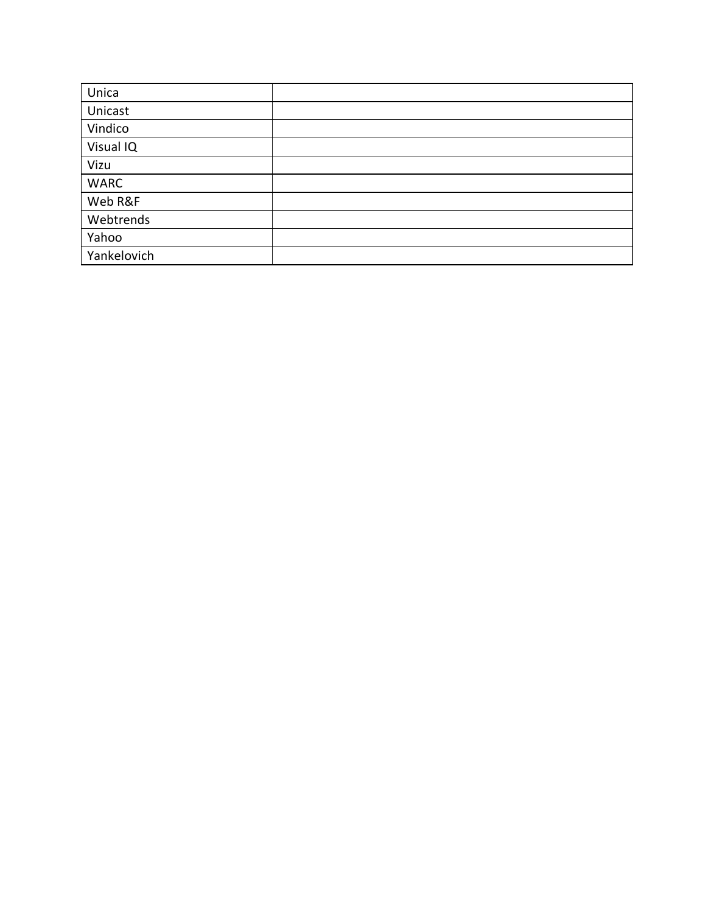| | |
|---|---|
| Unica | |
| Unicast | |
| Vindico | |
| Visual IQ | |
| Vizu | |
| WARC | |
| Web R&F | |
| Webtrends | |
| Yahoo | |
| Yankelovich | |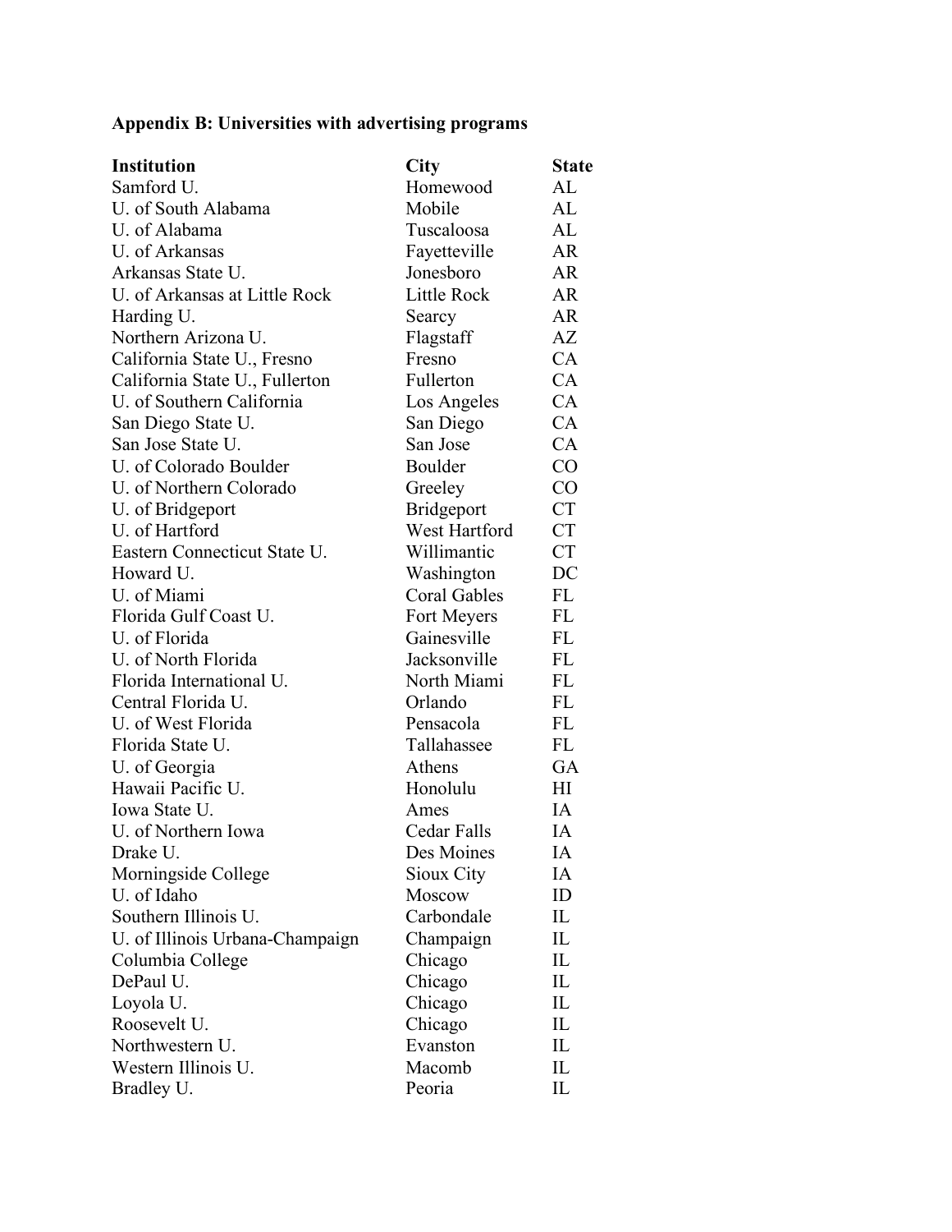**Appendix B: Universities with advertising programs**

| **Institution** | **City** | **State** |
|---|---|---|
| Samford U. | Homewood | AL |
| U. of South Alabama | Mobile | AL |
| U. of Alabama | Tuscaloosa | AL |
| U. of Arkansas | Fayetteville | AR |
| Arkansas State U. | Jonesboro | AR |
| U. of Arkansas at Little Rock | Little Rock | AR |
| Harding U. | Searcy | AR |
| Northern Arizona U. | Flagstaff | AZ |
| California State U., Fresno | Fresno | CA |
| California State U., Fullerton | Fullerton | CA |
| U. of Southern California | Los Angeles | CA |
| San Diego State U. | San Diego | CA |
| San Jose State U. | San Jose | CA |
| U. of Colorado Boulder | Boulder | CO |
| U. of Northern Colorado | Greeley | CO |
| U. of Bridgeport | Bridgeport | CT |
| U. of Hartford | West Hartford | CT |
| Eastern Connecticut State U. | Willimantic | CT |
| Howard U. | Washington | DC |
| U. of Miami | Coral Gables | FL |
| Florida Gulf Coast U. | Fort Meyers | FL |
| U. of Florida | Gainesville | FL |
| U. of North Florida | Jacksonville | FL |
| Florida International U. | North Miami | FL |
| Central Florida U. | Orlando | FL |
| U. of West Florida | Pensacola | FL |
| Florida State U. | Tallahassee | FL |
| U. of Georgia | Athens | GA |
| Hawaii Pacific U. | Honolulu | HI |
| Iowa State U. | Ames | IA |
| U. of Northern Iowa | Cedar Falls | IA |
| Drake U. | Des Moines | IA |
| Morningside College | Sioux City | IA |
| U. of Idaho | Moscow | ID |
| Southern Illinois U. | Carbondale | IL |
| U. of Illinois Urbana-Champaign | Champaign | IL |
| Columbia College | Chicago | IL |
| DePaul U. | Chicago | IL |
| Loyola U. | Chicago | IL |
| Roosevelt U. | Chicago | IL |
| Northwestern U. | Evanston | IL |
| Western Illinois U. | Macomb | IL |
| Bradley U. | Peoria | IL |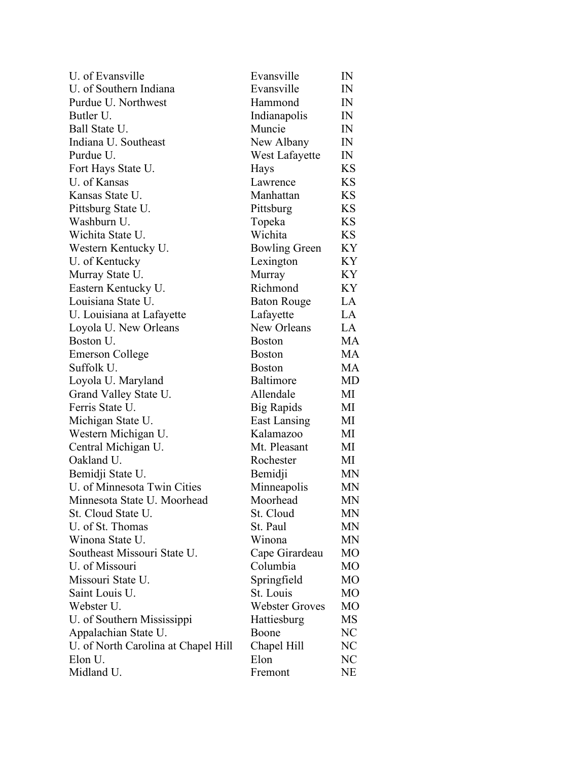| | | |
|---|---|---|
| U. of Evansville | Evansville | IN |
| U. of Southern Indiana | Evansville | IN |
| Purdue U. Northwest | Hammond | IN |
| Butler U. | Indianapolis | IN |
| Ball State U. | Muncie | IN |
| Indiana U. Southeast | New Albany | IN |
| Purdue U. | West Lafayette | IN |
| Fort Hays State U. | Hays | KS |
| U. of Kansas | Lawrence | KS |
| Kansas State U. | Manhattan | KS |
| Pittsburg State U. | Pittsburg | KS |
| Washburn U. | Topeka | KS |
| Wichita State U. | Wichita | KS |
| Western Kentucky U. | Bowling Green | KY |
| U. of Kentucky | Lexington | KY |
| Murray State U. | Murray | KY |
| Eastern Kentucky U. | Richmond | KY |
| Louisiana State U. | Baton Rouge | LA |
| U. Louisiana at Lafayette | Lafayette | LA |
| Loyola U. New Orleans | New Orleans | LA |
| Boston U. | Boston | MA |
| Emerson College | Boston | MA |
| Suffolk U. | Boston | MA |
| Loyola U. Maryland | Baltimore | MD |
| Grand Valley State U. | Allendale | MI |
| Ferris State U. | Big Rapids | MI |
| Michigan State U. | East Lansing | MI |
| Western Michigan U. | Kalamazoo | MI |
| Central Michigan U. | Mt. Pleasant | MI |
| Oakland U. | Rochester | MI |
| Bemidji State U. | Bemidji | MN |
| U. of Minnesota Twin Cities | Minneapolis | MN |
| Minnesota State U. Moorhead | Moorhead | MN |
| St. Cloud State U. | St. Cloud | MN |
| U. of St. Thomas | St. Paul | MN |
| Winona State U. | Winona | MN |
| Southeast Missouri State U. | Cape Girardeau | MO |
| U. of Missouri | Columbia | MO |
| Missouri State U. | Springfield | MO |
| Saint Louis U. | St. Louis | MO |
| Webster U. | Webster Groves | MO |
| U. of Southern Mississippi | Hattiesburg | MS |
| Appalachian State U. | Boone | NC |
| U. of North Carolina at Chapel Hill | Chapel Hill | NC |
| Elon U. | Elon | NC |
| Midland U. | Fremont | NE |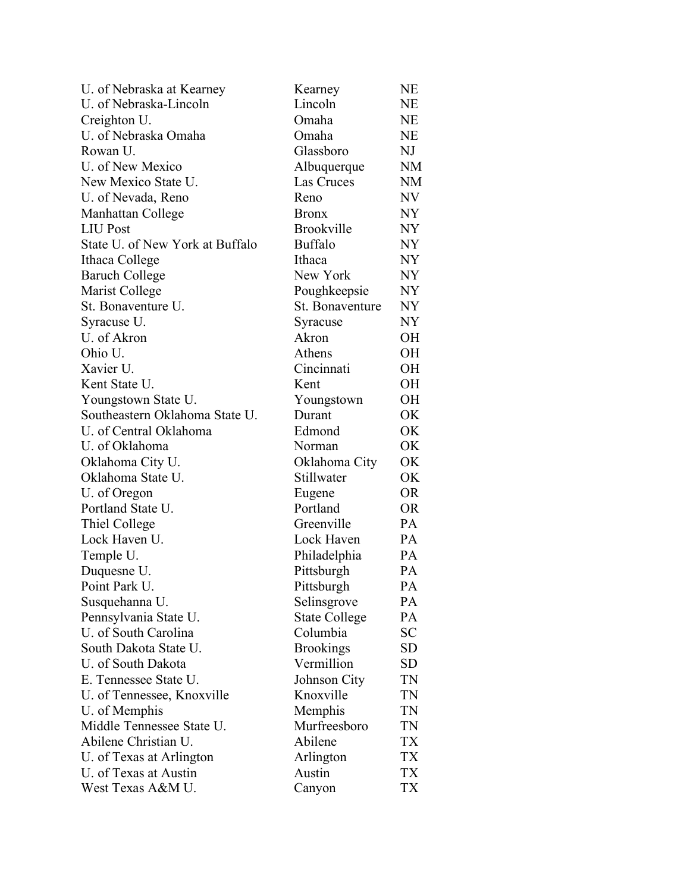| | | |
|---|---|---|
| U. of Nebraska at Kearney | Kearney | NE |
| U. of Nebraska-Lincoln | Lincoln | NE |
| Creighton U. | Omaha | NE |
| U. of Nebraska Omaha | Omaha | NE |
| Rowan U. | Glassboro | NJ |
| U. of New Mexico | Albuquerque | NM |
| New Mexico State U. | Las Cruces | NM |
| U. of Nevada, Reno | Reno | NV |
| Manhattan College | Bronx | NY |
| LIU Post | Brookville | NY |
| State U. of New York at Buffalo | Buffalo | NY |
| Ithaca College | Ithaca | NY |
| Baruch College | New York | NY |
| Marist College | Poughkeepsie | NY |
| St. Bonaventure U. | St. Bonaventure | NY |
| Syracuse U. | Syracuse | NY |
| U. of Akron | Akron | OH |
| Ohio U. | Athens | OH |
| Xavier U. | Cincinnati | OH |
| Kent State U. | Kent | OH |
| Youngstown State U. | Youngstown | OH |
| Southeastern Oklahoma State U. | Durant | OK |
| U. of Central Oklahoma | Edmond | OK |
| U. of Oklahoma | Norman | OK |
| Oklahoma City U. | Oklahoma City | OK |
| Oklahoma State U. | Stillwater | OK |
| U. of Oregon | Eugene | OR |
| Portland State U. | Portland | OR |
| Thiel College | Greenville | PA |
| Lock Haven U. | Lock Haven | PA |
| Temple U. | Philadelphia | PA |
| Duquesne U. | Pittsburgh | PA |
| Point Park U. | Pittsburgh | PA |
| Susquehanna U. | Selinsgrove | PA |
| Pennsylvania State U. | State College | PA |
| U. of South Carolina | Columbia | SC |
| South Dakota State U. | Brookings | SD |
| U. of South Dakota | Vermillion | SD |
| E. Tennessee State U. | Johnson City | TN |
| U. of Tennessee, Knoxville | Knoxville | TN |
| U. of Memphis | Memphis | TN |
| Middle Tennessee State U. | Murfreesboro | TN |
| Abilene Christian U. | Abilene | TX |
| U. of Texas at Arlington | Arlington | TX |
| U. of Texas at Austin | Austin | TX |
| West Texas A&M U. | Canyon | TX |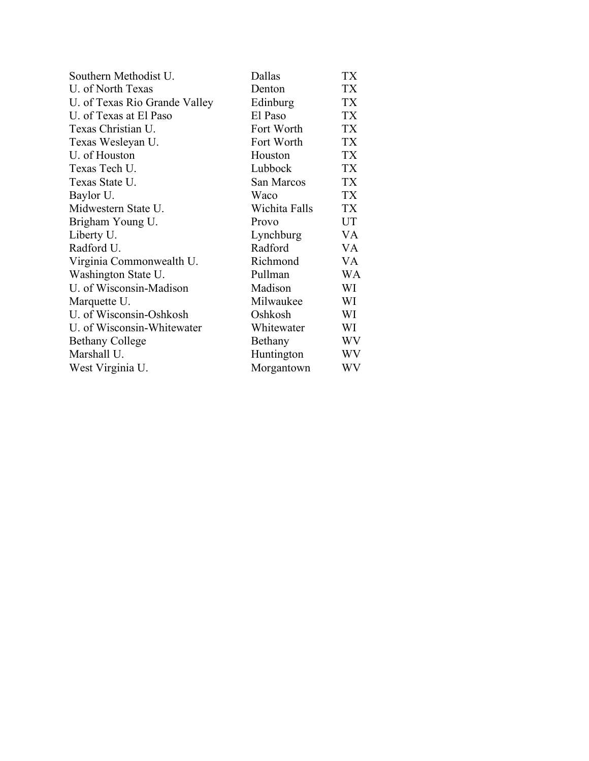| | | |
|---|---|---|
| Southern Methodist U. | Dallas | TX |
| U. of North Texas | Denton | TX |
| U. of Texas Rio Grande Valley | Edinburg | TX |
| U. of Texas at El Paso | El Paso | TX |
| Texas Christian U. | Fort Worth | TX |
| Texas Wesleyan U. | Fort Worth | TX |
| U. of Houston | Houston | TX |
| Texas Tech U. | Lubbock | TX |
| Texas State U. | San Marcos | TX |
| Baylor U. | Waco | TX |
| Midwestern State U. | Wichita Falls | TX |
| Brigham Young U. | Provo | UT |
| Liberty U. | Lynchburg | VA |
| Radford U. | Radford | VA |
| Virginia Commonwealth U. | Richmond | VA |
| Washington State U. | Pullman | WA |
| U. of Wisconsin-Madison | Madison | WI |
| Marquette U. | Milwaukee | WI |
| U. of Wisconsin-Oshkosh | Oshkosh | WI |
| U. of Wisconsin-Whitewater | Whitewater | WI |
| Bethany College | Bethany | WV |
| Marshall U. | Huntington | WV |
| West Virginia U. | Morgantown | WV |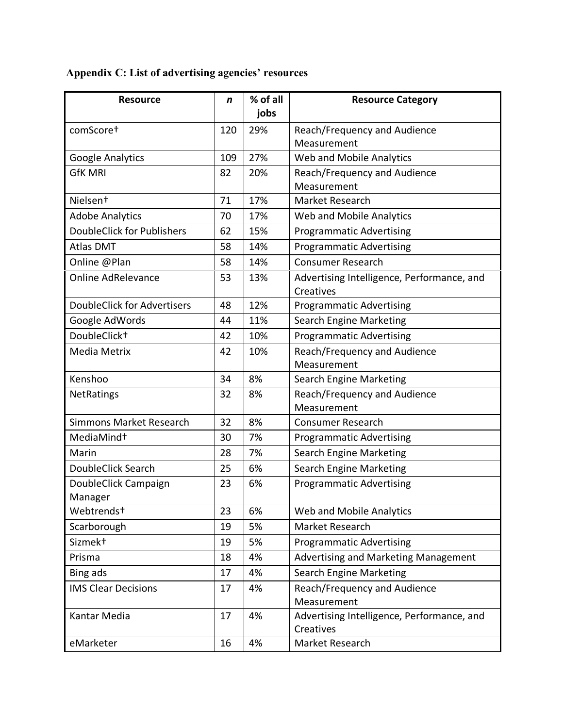### Appendix C: List of advertising agencies' resources

| Resource | *n* | % of all jobs | Resource Category |
|---|---|---|---|
| comScore† | 120 | 29% | Reach/Frequency and Audience Measurement |
| Google Analytics | 109 | 27% | Web and Mobile Analytics |
| GfK MRI | 82 | 20% | Reach/Frequency and Audience Measurement |
| Nielsen† | 71 | 17% | Market Research |
| Adobe Analytics | 70 | 17% | Web and Mobile Analytics |
| DoubleClick for Publishers | 62 | 15% | Programmatic Advertising |
| Atlas DMT | 58 | 14% | Programmatic Advertising |
| Online @Plan | 58 | 14% | Consumer Research |
| Online AdRelevance | 53 | 13% | Advertising Intelligence, Performance, and Creatives |
| DoubleClick for Advertisers | 48 | 12% | Programmatic Advertising |
| Google AdWords | 44 | 11% | Search Engine Marketing |
| DoubleClick† | 42 | 10% | Programmatic Advertising |
| Media Metrix | 42 | 10% | Reach/Frequency and Audience Measurement |
| Kenshoo | 34 | 8% | Search Engine Marketing |
| NetRatings | 32 | 8% | Reach/Frequency and Audience Measurement |
| Simmons Market Research | 32 | 8% | Consumer Research |
| MediaMind† | 30 | 7% | Programmatic Advertising |
| Marin | 28 | 7% | Search Engine Marketing |
| DoubleClick Search | 25 | 6% | Search Engine Marketing |
| DoubleClick Campaign Manager | 23 | 6% | Programmatic Advertising |
| Webtrends† | 23 | 6% | Web and Mobile Analytics |
| Scarborough | 19 | 5% | Market Research |
| Sizmek† | 19 | 5% | Programmatic Advertising |
| Prisma | 18 | 4% | Advertising and Marketing Management |
| Bing ads | 17 | 4% | Search Engine Marketing |
| IMS Clear Decisions | 17 | 4% | Reach/Frequency and Audience Measurement |
| Kantar Media | 17 | 4% | Advertising Intelligence, Performance, and Creatives |
| eMarketer | 16 | 4% | Market Research |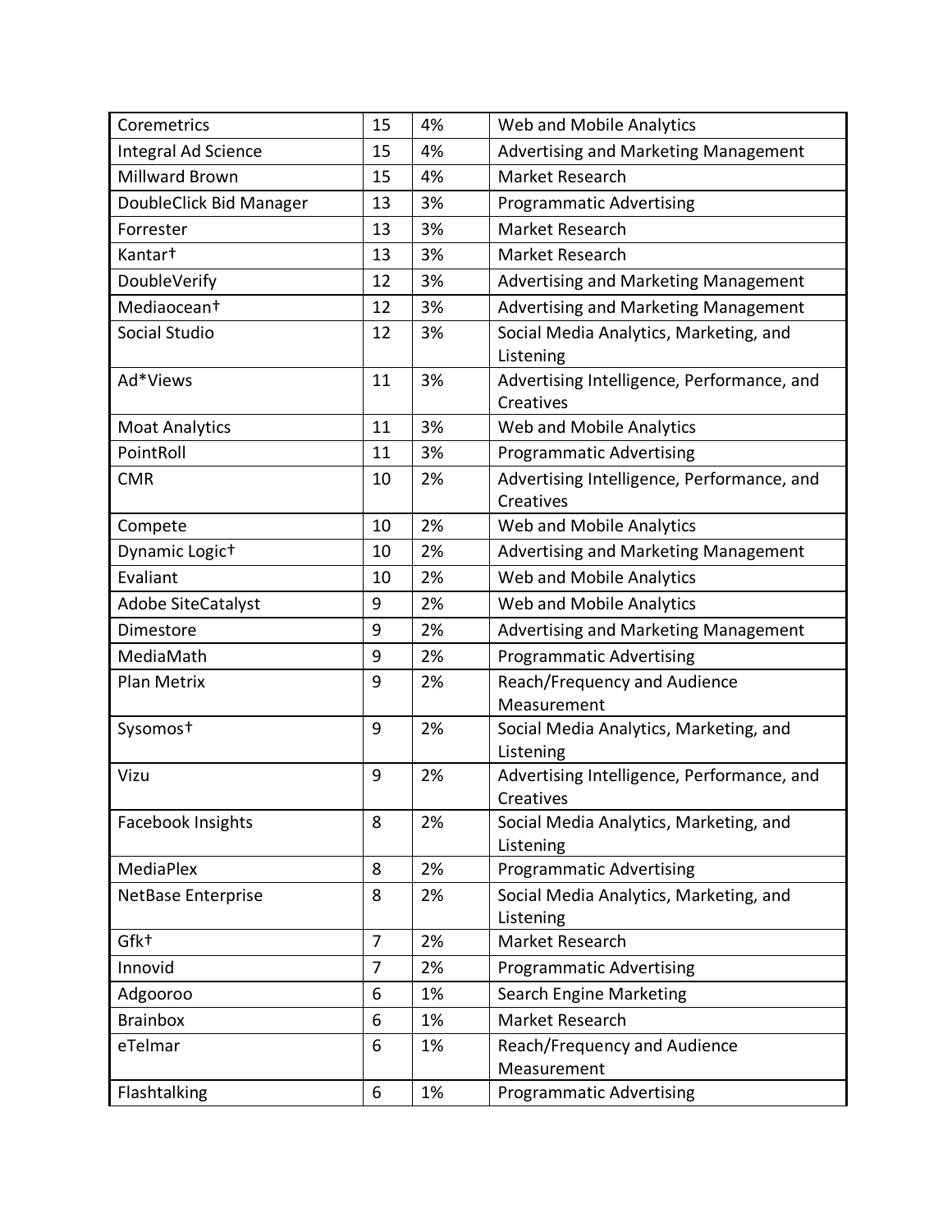| Coremetrics | 15 | 4% | Web and Mobile Analytics |
|---|---|---|---|
| Integral Ad Science | 15 | 4% | Advertising and Marketing Management |
| Millward Brown | 15 | 4% | Market Research |
| DoubleClick Bid Manager | 13 | 3% | Programmatic Advertising |
| Forrester | 13 | 3% | Market Research |
| Kantar† | 13 | 3% | Market Research |
| DoubleVerify | 12 | 3% | Advertising and Marketing Management |
| Mediaocean† | 12 | 3% | Advertising and Marketing Management |
| Social Studio | 12 | 3% | Social Media Analytics, Marketing, and Listening |
| Ad*Views | 11 | 3% | Advertising Intelligence, Performance, and Creatives |
| Moat Analytics | 11 | 3% | Web and Mobile Analytics |
| PointRoll | 11 | 3% | Programmatic Advertising |
| CMR | 10 | 2% | Advertising Intelligence, Performance, and Creatives |
| Compete | 10 | 2% | Web and Mobile Analytics |
| Dynamic Logic† | 10 | 2% | Advertising and Marketing Management |
| Evaliant | 10 | 2% | Web and Mobile Analytics |
| Adobe SiteCatalyst | 9 | 2% | Web and Mobile Analytics |
| Dimestore | 9 | 2% | Advertising and Marketing Management |
| MediaMath | 9 | 2% | Programmatic Advertising |
| Plan Metrix | 9 | 2% | Reach/Frequency and Audience Measurement |
| Sysomos† | 9 | 2% | Social Media Analytics, Marketing, and Listening |
| Vizu | 9 | 2% | Advertising Intelligence, Performance, and Creatives |
| Facebook Insights | 8 | 2% | Social Media Analytics, Marketing, and Listening |
| MediaPlex | 8 | 2% | Programmatic Advertising |
| NetBase Enterprise | 8 | 2% | Social Media Analytics, Marketing, and Listening |
| Gfk† | 7 | 2% | Market Research |
| Innovid | 7 | 2% | Programmatic Advertising |
| Adgooroo | 6 | 1% | Search Engine Marketing |
| Brainbox | 6 | 1% | Market Research |
| eTelmar | 6 | 1% | Reach/Frequency and Audience Measurement |
| Flashtalking | 6 | 1% | Programmatic Advertising |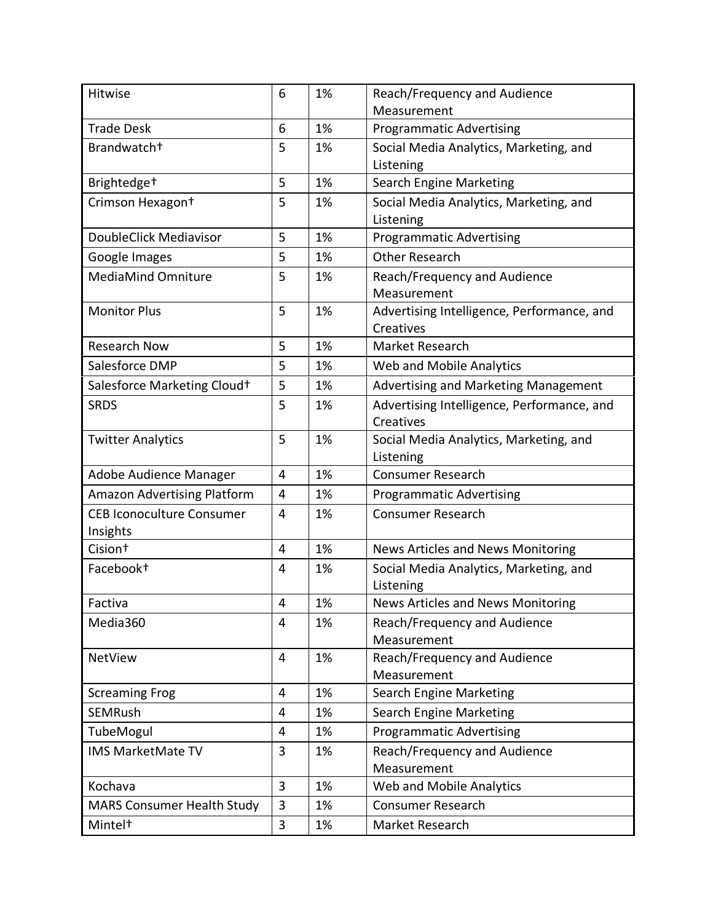| Hitwise | 6 | 1% | Reach/Frequency and Audience Measurement |
|---|---|---|---|
| Trade Desk | 6 | 1% | Programmatic Advertising |
| Brandwatch† | 5 | 1% | Social Media Analytics, Marketing, and Listening |
| Brightedge† | 5 | 1% | Search Engine Marketing |
| Crimson Hexagon† | 5 | 1% | Social Media Analytics, Marketing, and Listening |
| DoubleClick Mediavisor | 5 | 1% | Programmatic Advertising |
| Google Images | 5 | 1% | Other Research |
| MediaMind Omniture | 5 | 1% | Reach/Frequency and Audience Measurement |
| Monitor Plus | 5 | 1% | Advertising Intelligence, Performance, and Creatives |
| Research Now | 5 | 1% | Market Research |
| Salesforce DMP | 5 | 1% | Web and Mobile Analytics |
| Salesforce Marketing Cloud† | 5 | 1% | Advertising and Marketing Management |
| SRDS | 5 | 1% | Advertising Intelligence, Performance, and Creatives |
| Twitter Analytics | 5 | 1% | Social Media Analytics, Marketing, and Listening |
| Adobe Audience Manager | 4 | 1% | Consumer Research |
| Amazon Advertising Platform | 4 | 1% | Programmatic Advertising |
| CEB Iconoculture Consumer Insights | 4 | 1% | Consumer Research |
| Cision† | 4 | 1% | News Articles and News Monitoring |
| Facebook† | 4 | 1% | Social Media Analytics, Marketing, and Listening |
| Factiva | 4 | 1% | News Articles and News Monitoring |
| Media360 | 4 | 1% | Reach/Frequency and Audience Measurement |
| NetView | 4 | 1% | Reach/Frequency and Audience Measurement |
| Screaming Frog | 4 | 1% | Search Engine Marketing |
| SEMRush | 4 | 1% | Search Engine Marketing |
| TubeMogul | 4 | 1% | Programmatic Advertising |
| IMS MarketMate TV | 3 | 1% | Reach/Frequency and Audience Measurement |
| Kochava | 3 | 1% | Web and Mobile Analytics |
| MARS Consumer Health Study | 3 | 1% | Consumer Research |
| Mintel† | 3 | 1% | Market Research |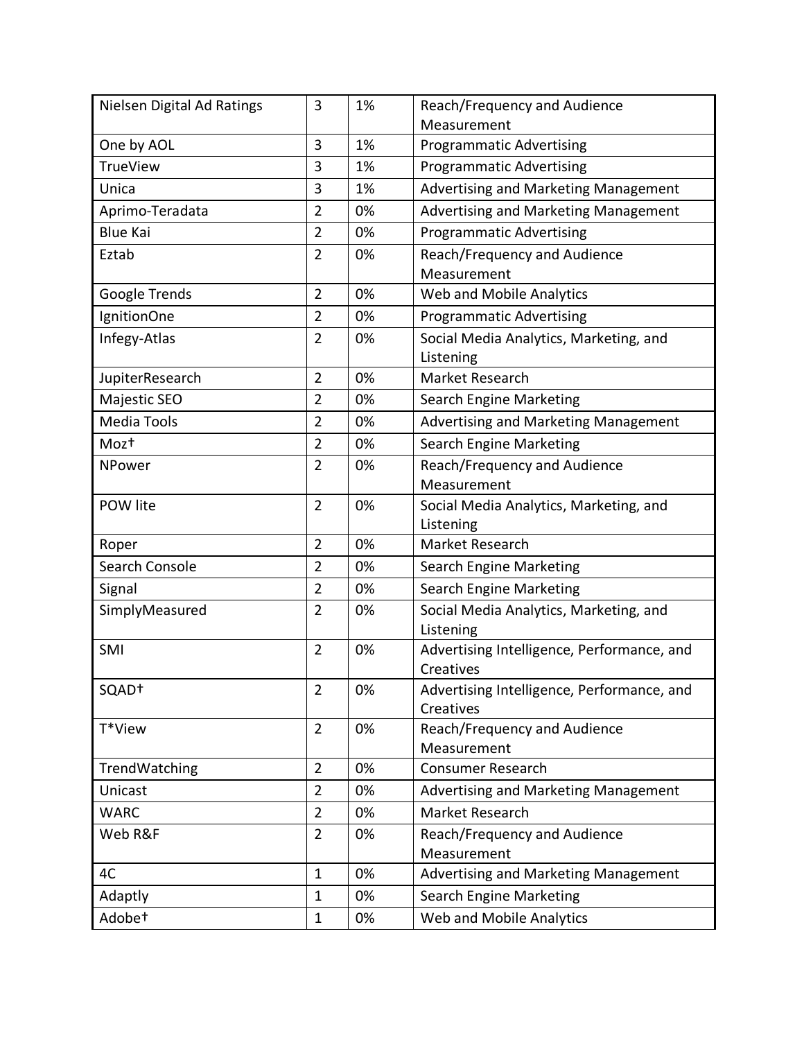| Nielsen Digital Ad Ratings | 3 | 1% | Reach/Frequency and Audience Measurement |
|---|---|---|---|
| One by AOL | 3 | 1% | Programmatic Advertising |
| TrueView | 3 | 1% | Programmatic Advertising |
| Unica | 3 | 1% | Advertising and Marketing Management |
| Aprimo-Teradata | 2 | 0% | Advertising and Marketing Management |
| Blue Kai | 2 | 0% | Programmatic Advertising |
| Eztab | 2 | 0% | Reach/Frequency and Audience Measurement |
| Google Trends | 2 | 0% | Web and Mobile Analytics |
| IgnitionOne | 2 | 0% | Programmatic Advertising |
| Infegy-Atlas | 2 | 0% | Social Media Analytics, Marketing, and Listening |
| JupiterResearch | 2 | 0% | Market Research |
| Majestic SEO | 2 | 0% | Search Engine Marketing |
| Media Tools | 2 | 0% | Advertising and Marketing Management |
| Moz† | 2 | 0% | Search Engine Marketing |
| NPower | 2 | 0% | Reach/Frequency and Audience Measurement |
| POW lite | 2 | 0% | Social Media Analytics, Marketing, and Listening |
| Roper | 2 | 0% | Market Research |
| Search Console | 2 | 0% | Search Engine Marketing |
| Signal | 2 | 0% | Search Engine Marketing |
| SimplyMeasured | 2 | 0% | Social Media Analytics, Marketing, and Listening |
| SMI | 2 | 0% | Advertising Intelligence, Performance, and Creatives |
| SQAD† | 2 | 0% | Advertising Intelligence, Performance, and Creatives |
| T*View | 2 | 0% | Reach/Frequency and Audience Measurement |
| TrendWatching | 2 | 0% | Consumer Research |
| Unicast | 2 | 0% | Advertising and Marketing Management |
| WARC | 2 | 0% | Market Research |
| Web R&F | 2 | 0% | Reach/Frequency and Audience Measurement |
| 4C | 1 | 0% | Advertising and Marketing Management |
| Adaptly | 1 | 0% | Search Engine Marketing |
| Adobe† | 1 | 0% | Web and Mobile Analytics |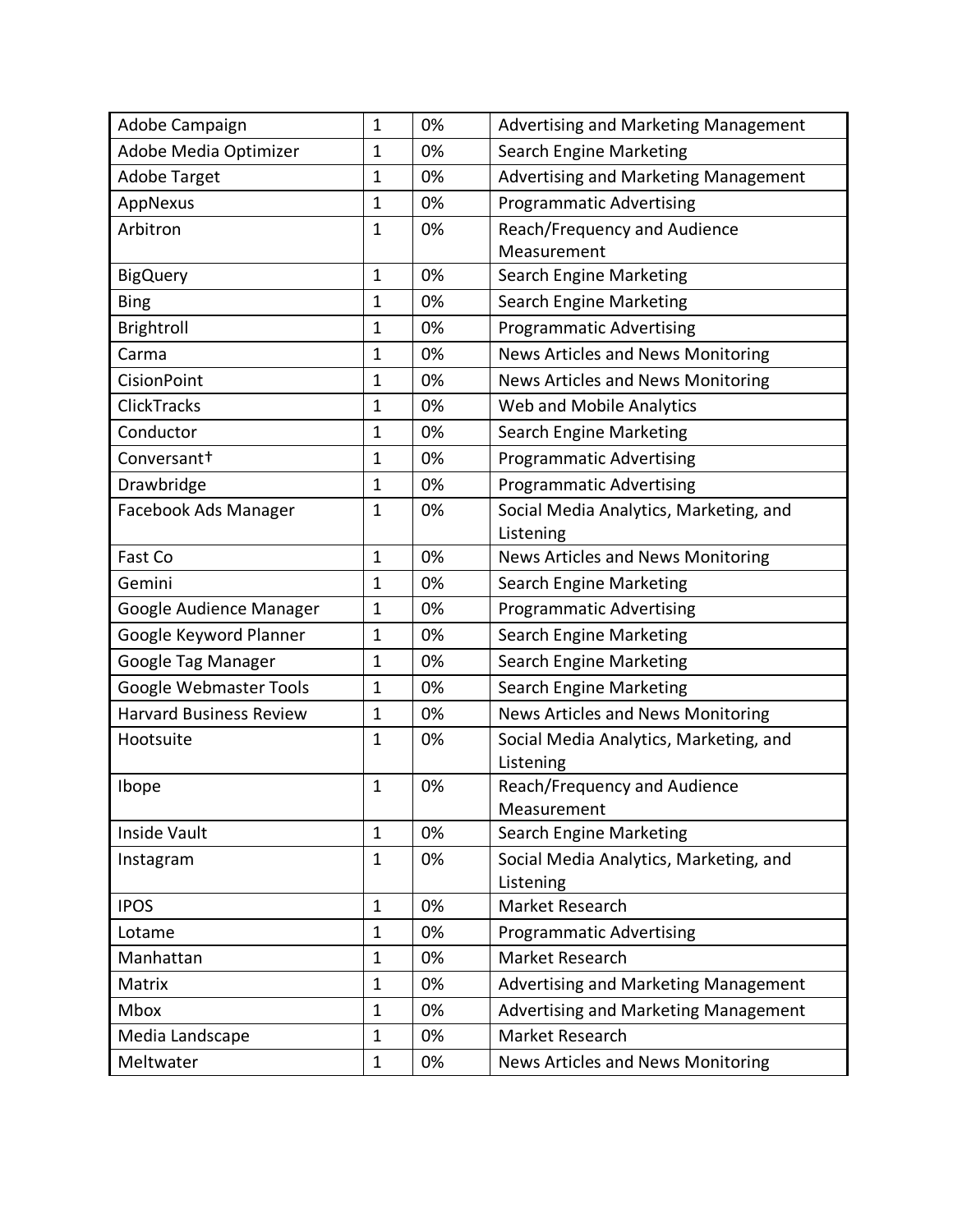| Adobe Campaign | 1 | 0% | Advertising and Marketing Management |
|---|---|---|---|
| Adobe Media Optimizer | 1 | 0% | Search Engine Marketing |
| Adobe Target | 1 | 0% | Advertising and Marketing Management |
| AppNexus | 1 | 0% | Programmatic Advertising |
| Arbitron | 1 | 0% | Reach/Frequency and Audience Measurement |
| BigQuery | 1 | 0% | Search Engine Marketing |
| Bing | 1 | 0% | Search Engine Marketing |
| Brightroll | 1 | 0% | Programmatic Advertising |
| Carma | 1 | 0% | News Articles and News Monitoring |
| CisionPoint | 1 | 0% | News Articles and News Monitoring |
| ClickTracks | 1 | 0% | Web and Mobile Analytics |
| Conductor | 1 | 0% | Search Engine Marketing |
| Conversant† | 1 | 0% | Programmatic Advertising |
| Drawbridge | 1 | 0% | Programmatic Advertising |
| Facebook Ads Manager | 1 | 0% | Social Media Analytics, Marketing, and Listening |
| Fast Co | 1 | 0% | News Articles and News Monitoring |
| Gemini | 1 | 0% | Search Engine Marketing |
| Google Audience Manager | 1 | 0% | Programmatic Advertising |
| Google Keyword Planner | 1 | 0% | Search Engine Marketing |
| Google Tag Manager | 1 | 0% | Search Engine Marketing |
| Google Webmaster Tools | 1 | 0% | Search Engine Marketing |
| Harvard Business Review | 1 | 0% | News Articles and News Monitoring |
| Hootsuite | 1 | 0% | Social Media Analytics, Marketing, and Listening |
| Ibope | 1 | 0% | Reach/Frequency and Audience Measurement |
| Inside Vault | 1 | 0% | Search Engine Marketing |
| Instagram | 1 | 0% | Social Media Analytics, Marketing, and Listening |
| IPOS | 1 | 0% | Market Research |
| Lotame | 1 | 0% | Programmatic Advertising |
| Manhattan | 1 | 0% | Market Research |
| Matrix | 1 | 0% | Advertising and Marketing Management |
| Mbox | 1 | 0% | Advertising and Marketing Management |
| Media Landscape | 1 | 0% | Market Research |
| Meltwater | 1 | 0% | News Articles and News Monitoring |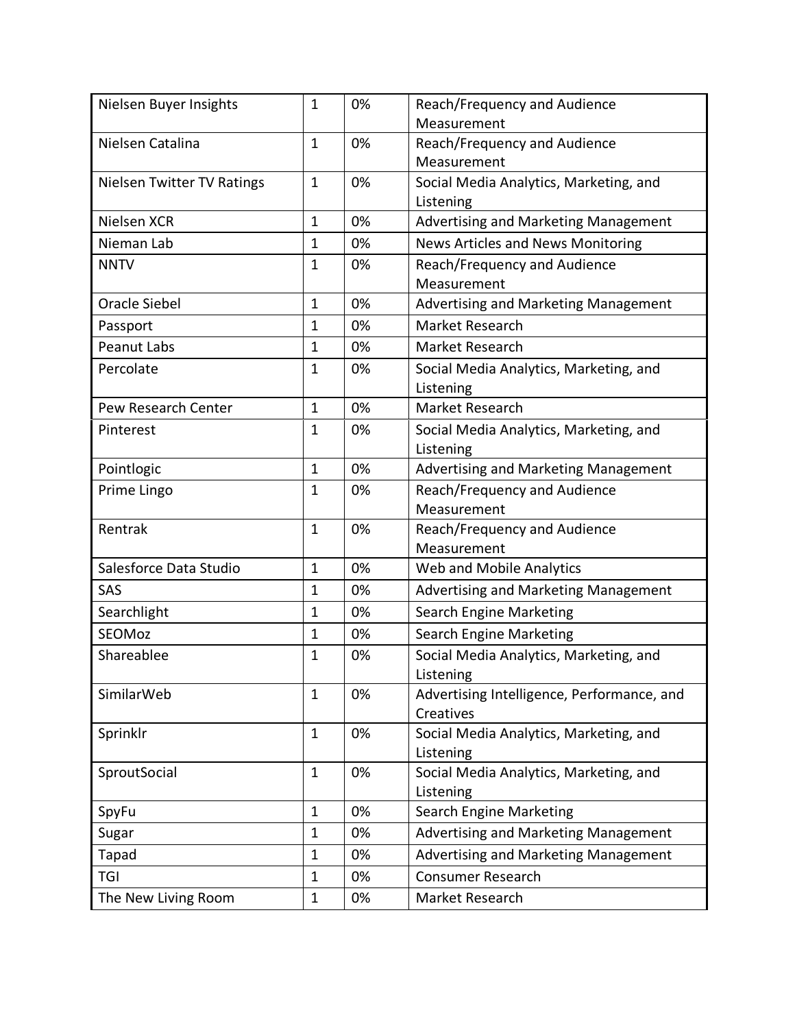| Nielsen Buyer Insights | 1 | 0% | Reach/Frequency and Audience Measurement |
|---|---|---|---|
| Nielsen Catalina | 1 | 0% | Reach/Frequency and Audience Measurement |
| Nielsen Twitter TV Ratings | 1 | 0% | Social Media Analytics, Marketing, and Listening |
| Nielsen XCR | 1 | 0% | Advertising and Marketing Management |
| Nieman Lab | 1 | 0% | News Articles and News Monitoring |
| NNTV | 1 | 0% | Reach/Frequency and Audience Measurement |
| Oracle Siebel | 1 | 0% | Advertising and Marketing Management |
| Passport | 1 | 0% | Market Research |
| Peanut Labs | 1 | 0% | Market Research |
| Percolate | 1 | 0% | Social Media Analytics, Marketing, and Listening |
| Pew Research Center | 1 | 0% | Market Research |
| Pinterest | 1 | 0% | Social Media Analytics, Marketing, and Listening |
| Pointlogic | 1 | 0% | Advertising and Marketing Management |
| Prime Lingo | 1 | 0% | Reach/Frequency and Audience Measurement |
| Rentrak | 1 | 0% | Reach/Frequency and Audience Measurement |
| Salesforce Data Studio | 1 | 0% | Web and Mobile Analytics |
| SAS | 1 | 0% | Advertising and Marketing Management |
| Searchlight | 1 | 0% | Search Engine Marketing |
| SEOMoz | 1 | 0% | Search Engine Marketing |
| Shareablee | 1 | 0% | Social Media Analytics, Marketing, and Listening |
| SimilarWeb | 1 | 0% | Advertising Intelligence, Performance, and Creatives |
| Sprinklr | 1 | 0% | Social Media Analytics, Marketing, and Listening |
| SproutSocial | 1 | 0% | Social Media Analytics, Marketing, and Listening |
| SpyFu | 1 | 0% | Search Engine Marketing |
| Sugar | 1 | 0% | Advertising and Marketing Management |
| Tapad | 1 | 0% | Advertising and Marketing Management |
| TGI | 1 | 0% | Consumer Research |
| The New Living Room | 1 | 0% | Market Research |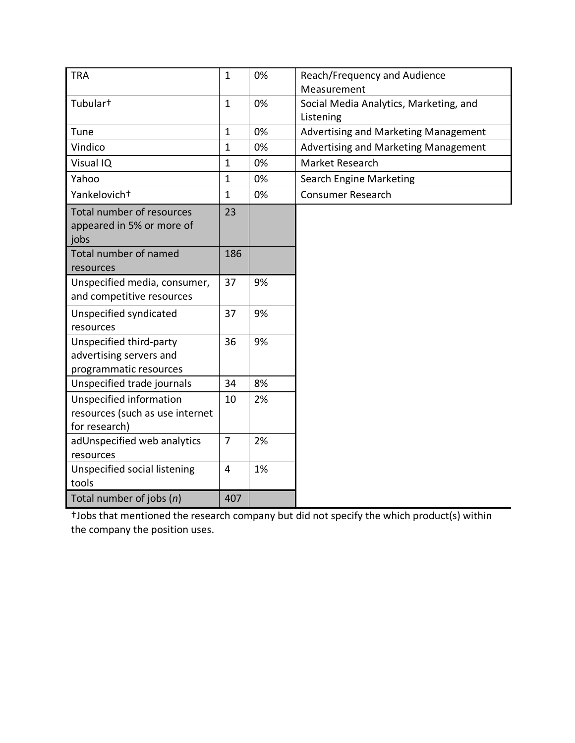| | | | |
|---|---|---|---|
| TRA | 1 | 0% | Reach/Frequency and Audience Measurement |
| Tubular† | 1 | 0% | Social Media Analytics, Marketing, and Listening |
| Tune | 1 | 0% | Advertising and Marketing Management |
| Vindico | 1 | 0% | Advertising and Marketing Management |
| Visual IQ | 1 | 0% | Market Research |
| Yahoo | 1 | 0% | Search Engine Marketing |
| Yankelovich† | 1 | 0% | Consumer Research |
| Total number of resources appeared in 5% or more of jobs | 23 | | |
| Total number of named resources | 186 | | |
| Unspecified media, consumer, and competitive resources | 37 | 9% | |
| Unspecified syndicated resources | 37 | 9% | |
| Unspecified third-party advertising servers and programmatic resources | 36 | 9% | |
| Unspecified trade journals | 34 | 8% | |
| Unspecified information resources (such as use internet for research) | 10 | 2% | |
| adUnspecified web analytics resources | 7 | 2% | |
| Unspecified social listening tools | 4 | 1% | |
| Total number of jobs (*n*) | 407 | | |

†Jobs that mentioned the research company but did not specify the which product(s) within the company the position uses.